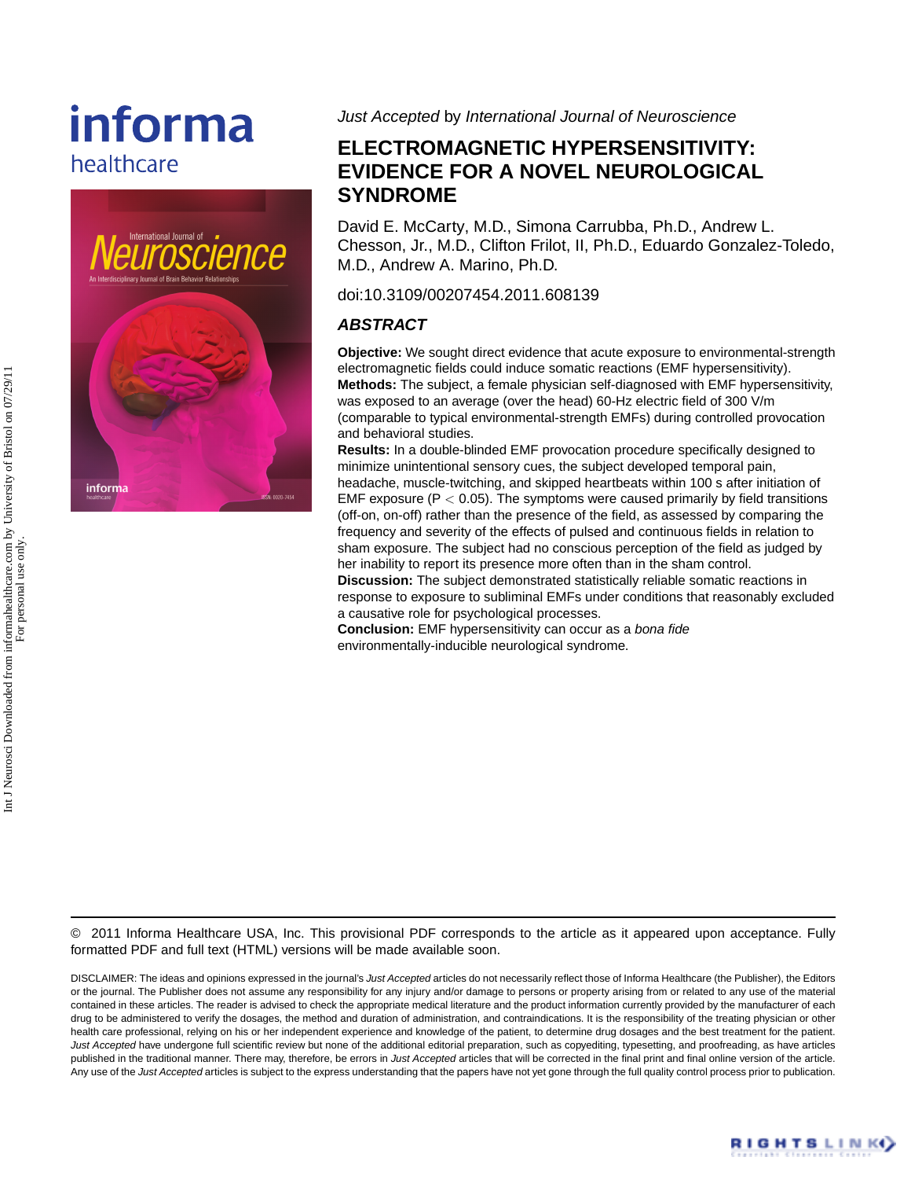*Just Accepted* by *International Journal of Neuroscience*

# ELECTROMAGNETIC HYPERSENSITIVITY: EVIDENCE FOR A NOVEL NEUROLOGICAL SYNDROME

David E. McCarty, M.D., Simona Carrubba, Ph.D., Andrew L. Chesson, Jr., M.D., Clifton Frilot, II, Ph.D., Eduardo Gonzalez-Toledo, M.D., Andrew A. Marino, Ph.D.

doi:10.3109/00207454.2011.608139

## *ABSTRACT*

**Objective:** We sought direct evidence that acute exposure to environmental-strength electromagnetic fields could induce somatic reactions (EMF hypersensitivity).

**Methods:** The subject, a female physician self-diagnosed with EMF hypersensitivity, was exposed to an average (over the head) 60-Hz electric field of 300 V/m (comparable to typical environmental-strength EMFs) during controlled provocation and behavioral studies.

**Results:** In a double-blinded EMF provocation procedure specifically designed to minimize unintentional sensory cues, the subject developed temporal pain, headache, muscle-twitching, and skipped heartbeats within 100 s after initiation of EMF exposure ($P < 0.05$). The symptoms were caused primarily by field transitions (off-on, on-off) rather than the presence of the field, as assessed by comparing the frequency and severity of the effects of pulsed and continuous fields in relation to sham exposure. The subject had no conscious perception of the field as judged by her inability to report its presence more often than in the sham control.

**Discussion:** The subject demonstrated statistically reliable somatic reactions in response to exposure to subliminal EMFs under conditions that reasonably excluded a causative role for psychological processes.

**Conclusion:** EMF hypersensitivity can occur as a *bona fide* environmentally-inducible neurological syndrome.

© 2011 Informa Healthcare USA, Inc. This provisional PDF corresponds to the article as it appeared upon acceptance. Fully formatted PDF and full text (HTML) versions will be made available soon.

DISCLAIMER: The ideas and opinions expressed in the journal's *Just Accepted* articles do not necessarily reflect those of Informa Healthcare (the Publisher), the Editors or the journal. The Publisher does not assume any responsibility for any injury and/or damage to persons or property arising from or related to any use of the material contained in these articles. The reader is advised to check the appropriate medical literature and the product information currently provided by the manufacturer of each drug to be administered to verify the dosages, the method and duration of administration, and contraindications. It is the responsibility of the treating physician or other health care professional, relying on his or her independent experience and knowledge of the patient, to determine drug dosages and the best treatment for the patient. *Just Accepted* have undergone full scientific review but none of the additional editorial preparation, such as copyediting, typesetting, and proofreading, as have articles published in the traditional manner. There may, therefore, be errors in *Just Accepted* articles that will be corrected in the final print and final online version of the article. Any use of the *Just Accepted* articles is subject to the express understanding that the papers have not yet gone through the full quality control process prior to publication.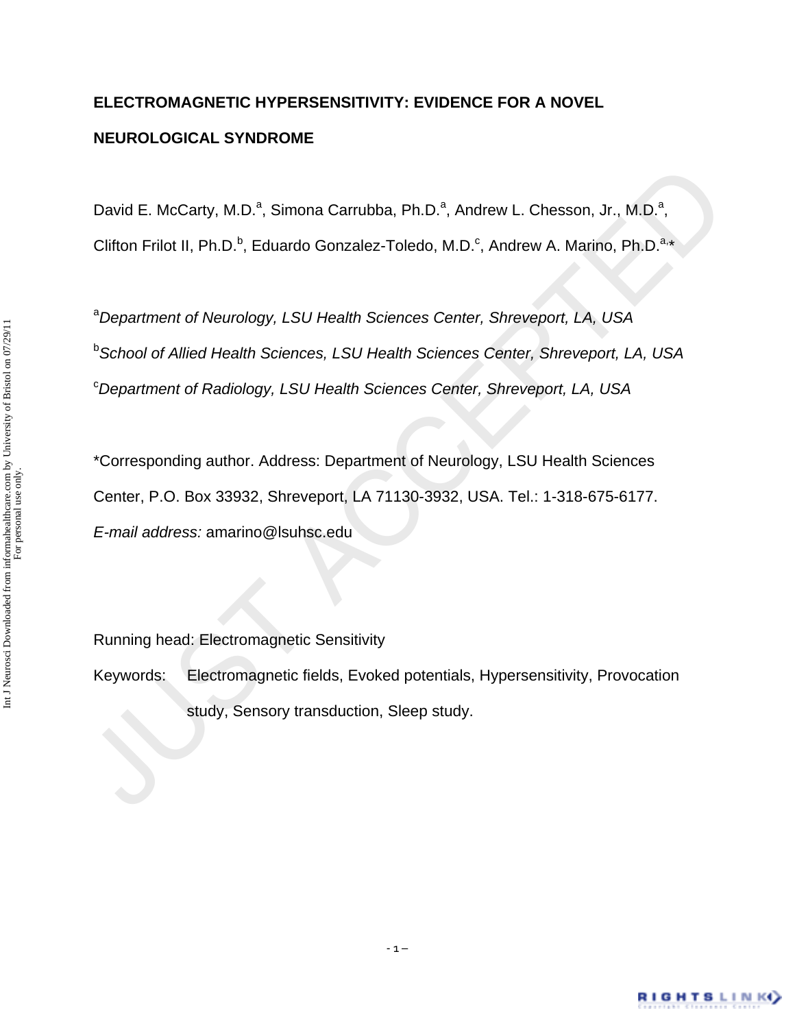# ELECTROMAGNETIC HYPERSENSITIVITY: EVIDENCE FOR A NOVEL NEUROLOGICAL SYNDROME

David E. McCarty, M.D.[a], Simona Carrubba, Ph.D.[a], Andrew L. Chesson, Jr., M.D.[a], Clifton Frilot II, Ph.D.[b], Eduardo Gonzalez-Toledo, M.D.[c], Andrew A. Marino, Ph.D.[a,*]

[a]*Department of Neurology, LSU Health Sciences Center, Shreveport, LA, USA*

[b]*School of Allied Health Sciences, LSU Health Sciences Center, Shreveport, LA, USA*

[c]*Department of Radiology, LSU Health Sciences Center, Shreveport, LA, USA*

*Corresponding author. Address: Department of Neurology, LSU Health Sciences Center, P.O. Box 33932, Shreveport, LA 71130-3932, USA. Tel.: 1-318-675-6177. *E-mail address:* amarino@lsuhsc.edu

Running head: Electromagnetic Sensitivity

Keywords: Electromagnetic fields, Evoked potentials, Hypersensitivity, Provocation study, Sensory transduction, Sleep study.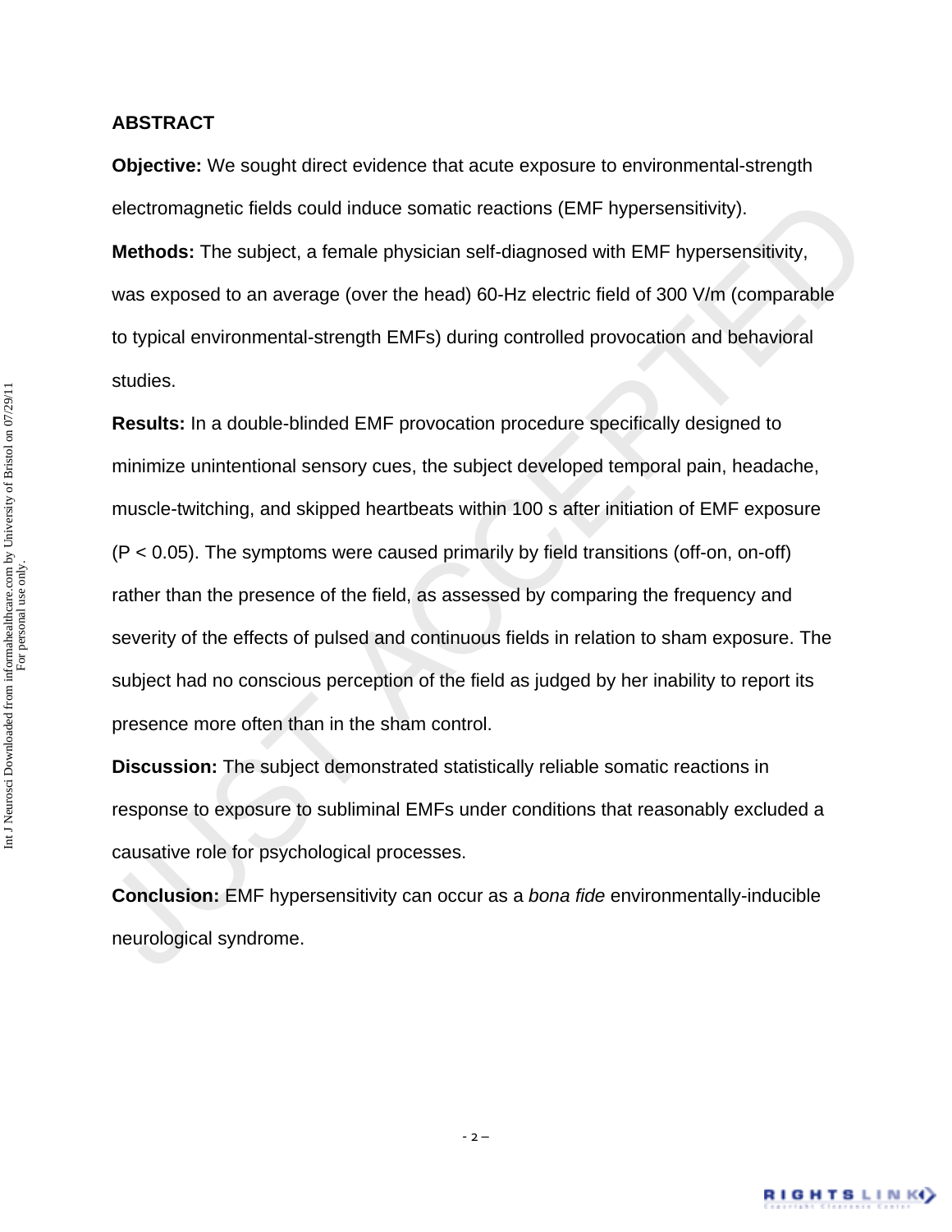## ABSTRACT

**Objective:** We sought direct evidence that acute exposure to environmental-strength electromagnetic fields could induce somatic reactions (EMF hypersensitivity).

**Methods:** The subject, a female physician self-diagnosed with EMF hypersensitivity, was exposed to an average (over the head) 60-Hz electric field of 300 V/m (comparable to typical environmental-strength EMFs) during controlled provocation and behavioral studies.

**Results:** In a double-blinded EMF provocation procedure specifically designed to minimize unintentional sensory cues, the subject developed temporal pain, headache, muscle-twitching, and skipped heartbeats within 100 s after initiation of EMF exposure ($P < 0.05$). The symptoms were caused primarily by field transitions (off-on, on-off) rather than the presence of the field, as assessed by comparing the frequency and severity of the effects of pulsed and continuous fields in relation to sham exposure. The subject had no conscious perception of the field as judged by her inability to report its presence more often than in the sham control.

**Discussion:** The subject demonstrated statistically reliable somatic reactions in response to exposure to subliminal EMFs under conditions that reasonably excluded a causative role for psychological processes.

**Conclusion:** EMF hypersensitivity can occur as a *bona fide* environmentally-inducible neurological syndrome.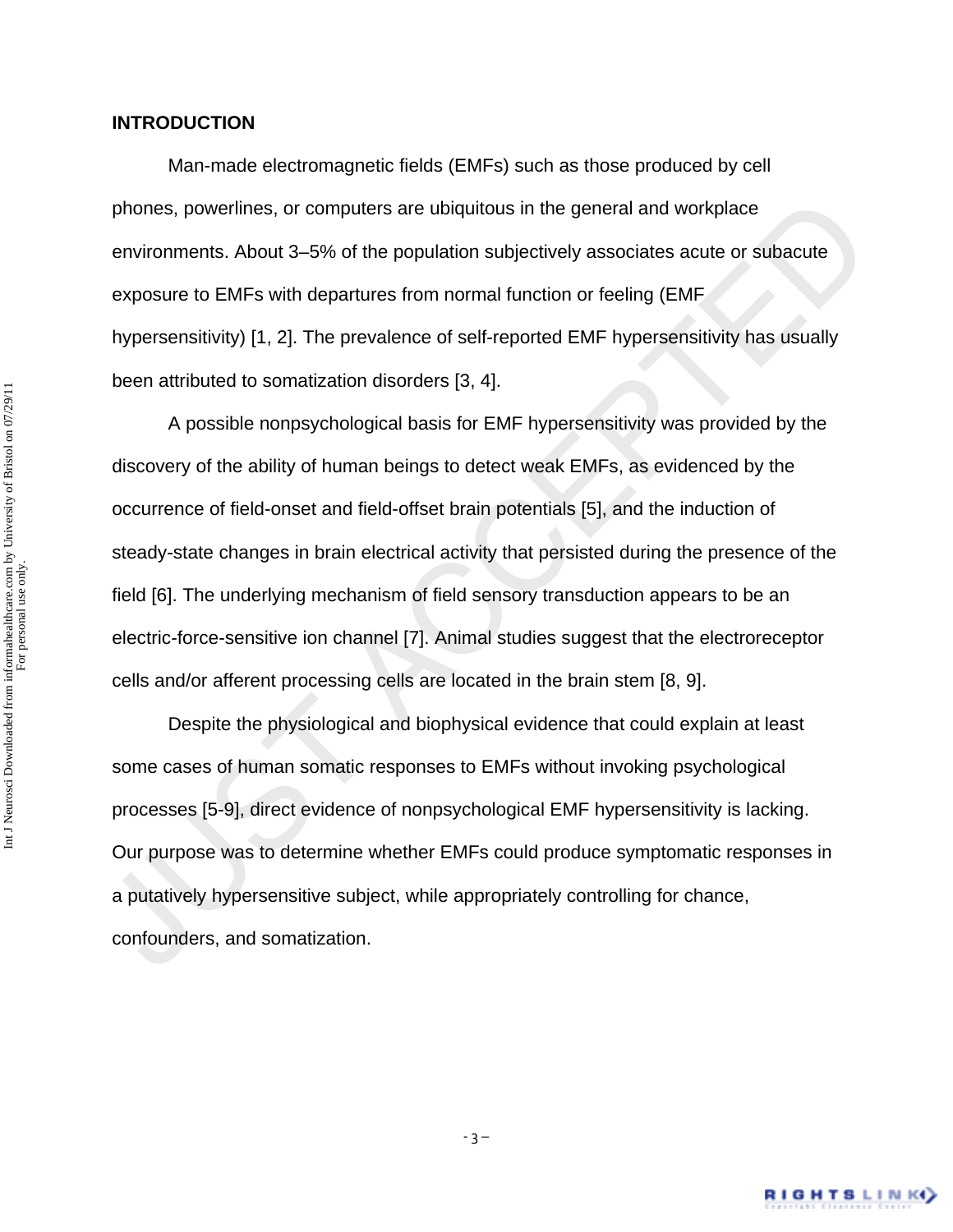## INTRODUCTION

Man-made electromagnetic fields (EMFs) such as those produced by cell phones, powerlines, or computers are ubiquitous in the general and workplace environments. About 3–5% of the population subjectively associates acute or subacute exposure to EMFs with departures from normal function or feeling (EMF hypersensitivity) [1, 2]. The prevalence of self-reported EMF hypersensitivity has usually been attributed to somatization disorders [3, 4].

A possible nonpsychological basis for EMF hypersensitivity was provided by the discovery of the ability of human beings to detect weak EMFs, as evidenced by the occurrence of field-onset and field-offset brain potentials [5], and the induction of steady-state changes in brain electrical activity that persisted during the presence of the field [6]. The underlying mechanism of field sensory transduction appears to be an electric-force-sensitive ion channel [7]. Animal studies suggest that the electroreceptor cells and/or afferent processing cells are located in the brain stem [8, 9].

Despite the physiological and biophysical evidence that could explain at least some cases of human somatic responses to EMFs without invoking psychological processes [5-9], direct evidence of nonpsychological EMF hypersensitivity is lacking. Our purpose was to determine whether EMFs could produce symptomatic responses in a putatively hypersensitive subject, while appropriately controlling for chance, confounders, and somatization.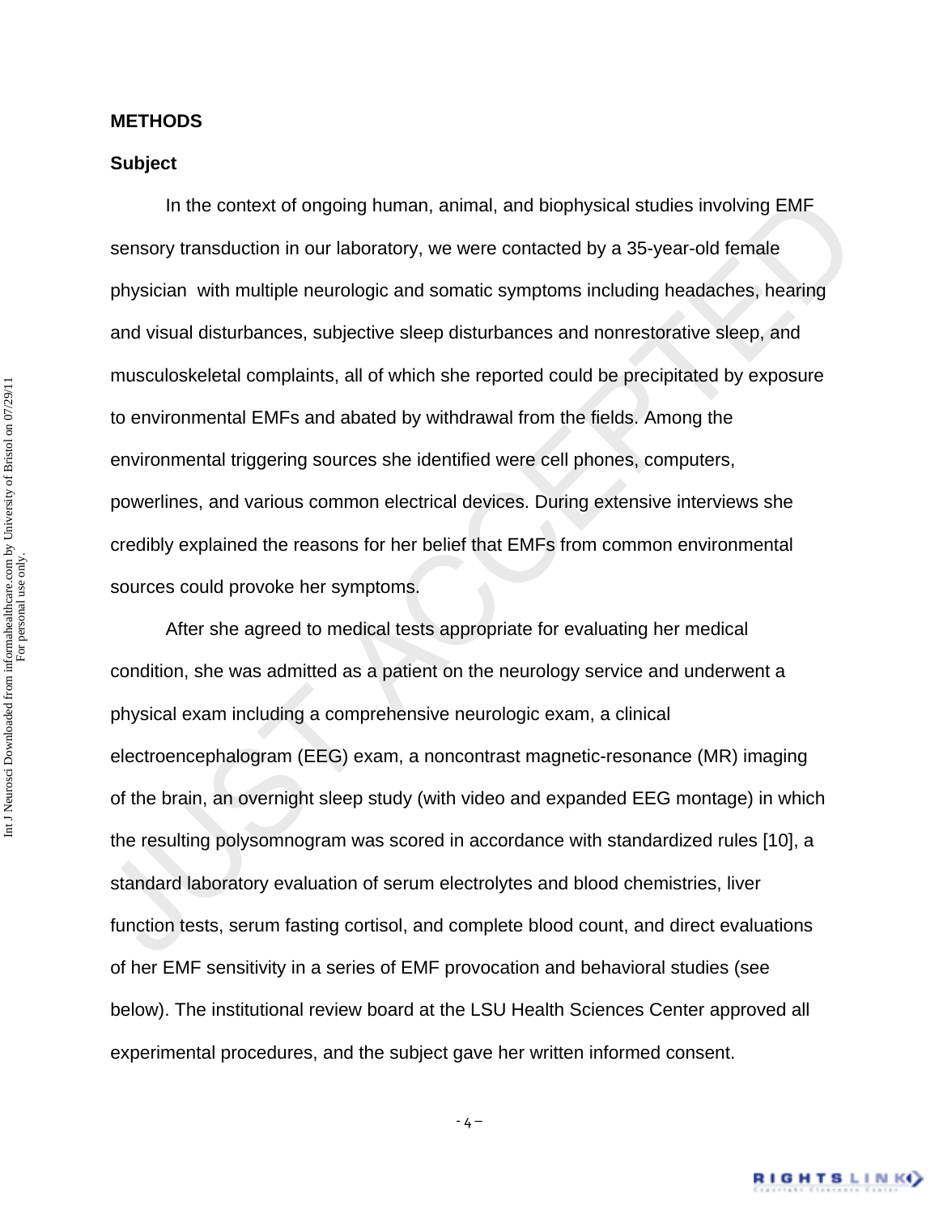## METHODS

### Subject

In the context of ongoing human, animal, and biophysical studies involving EMF sensory transduction in our laboratory, we were contacted by a 35-year-old female physician with multiple neurologic and somatic symptoms including headaches, hearing and visual disturbances, subjective sleep disturbances and nonrestorative sleep, and musculoskeletal complaints, all of which she reported could be precipitated by exposure to environmental EMFs and abated by withdrawal from the fields. Among the environmental triggering sources she identified were cell phones, computers, powerlines, and various common electrical devices. During extensive interviews she credibly explained the reasons for her belief that EMFs from common environmental sources could provoke her symptoms.

After she agreed to medical tests appropriate for evaluating her medical condition, she was admitted as a patient on the neurology service and underwent a physical exam including a comprehensive neurologic exam, a clinical electroencephalogram (EEG) exam, a noncontrast magnetic-resonance (MR) imaging of the brain, an overnight sleep study (with video and expanded EEG montage) in which the resulting polysomnogram was scored in accordance with standardized rules [10], a standard laboratory evaluation of serum electrolytes and blood chemistries, liver function tests, serum fasting cortisol, and complete blood count, and direct evaluations of her EMF sensitivity in a series of EMF provocation and behavioral studies (see below). The institutional review board at the LSU Health Sciences Center approved all experimental procedures, and the subject gave her written informed consent.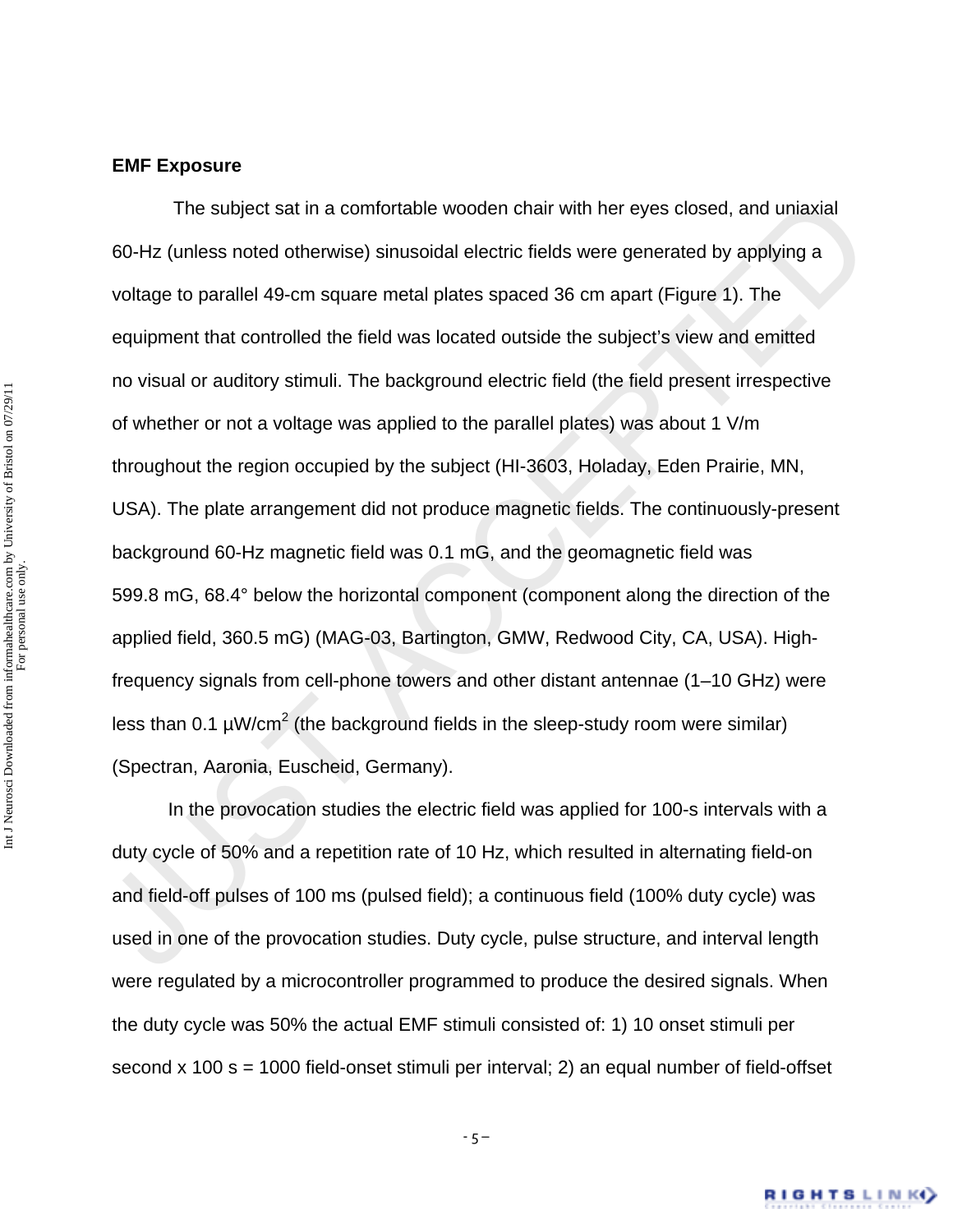**EMF Exposure**

The subject sat in a comfortable wooden chair with her eyes closed, and uniaxial 60-Hz (unless noted otherwise) sinusoidal electric fields were generated by applying a voltage to parallel 49-cm square metal plates spaced 36 cm apart (Figure 1). The equipment that controlled the field was located outside the subject's view and emitted no visual or auditory stimuli. The background electric field (the field present irrespective of whether or not a voltage was applied to the parallel plates) was about 1 V/m throughout the region occupied by the subject (HI-3603, Holaday, Eden Prairie, MN, USA). The plate arrangement did not produce magnetic fields. The continuously-present background 60-Hz magnetic field was 0.1 mG, and the geomagnetic field was 599.8 mG, 68.4° below the horizontal component (component along the direction of the applied field, 360.5 mG) (MAG-03, Bartington, GMW, Redwood City, CA, USA). High-frequency signals from cell-phone towers and other distant antennae (1–10 GHz) were less than 0.1 μW/cm$^2$ (the background fields in the sleep-study room were similar) (Spectran, Aaronia, Euscheid, Germany).

In the provocation studies the electric field was applied for 100-s intervals with a duty cycle of 50% and a repetition rate of 10 Hz, which resulted in alternating field-on and field-off pulses of 100 ms (pulsed field); a continuous field (100% duty cycle) was used in one of the provocation studies. Duty cycle, pulse structure, and interval length were regulated by a microcontroller programmed to produce the desired signals. When the duty cycle was 50% the actual EMF stimuli consisted of: 1) 10 onset stimuli per second x 100 s = 1000 field-onset stimuli per interval; 2) an equal number of field-offset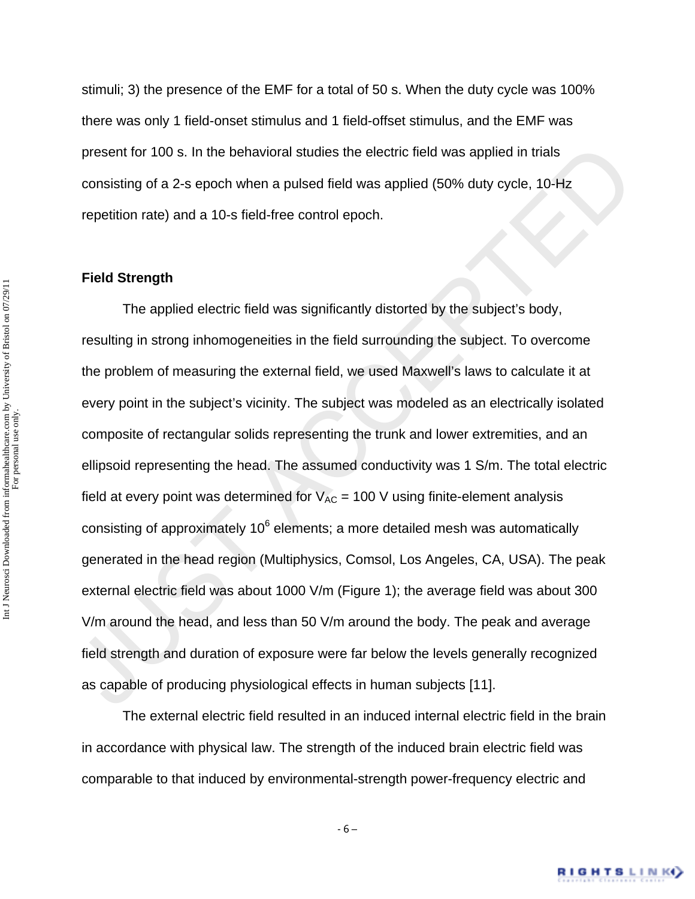stimuli; 3) the presence of the EMF for a total of 50 s. When the duty cycle was 100% there was only 1 field-onset stimulus and 1 field-offset stimulus, and the EMF was present for 100 s. In the behavioral studies the electric field was applied in trials consisting of a 2-s epoch when a pulsed field was applied (50% duty cycle, 10-Hz repetition rate) and a 10-s field-free control epoch.

**Field Strength**

The applied electric field was significantly distorted by the subject's body, resulting in strong inhomogeneities in the field surrounding the subject. To overcome the problem of measuring the external field, we used Maxwell's laws to calculate it at every point in the subject's vicinity. The subject was modeled as an electrically isolated composite of rectangular solids representing the trunk and lower extremities, and an ellipsoid representing the head. The assumed conductivity was 1 S/m. The total electric field at every point was determined for $V_{AC}$ = 100 V using finite-element analysis consisting of approximately $10^6$ elements; a more detailed mesh was automatically generated in the head region (Multiphysics, Comsol, Los Angeles, CA, USA). The peak external electric field was about 1000 V/m (Figure 1); the average field was about 300 V/m around the head, and less than 50 V/m around the body. The peak and average field strength and duration of exposure were far below the levels generally recognized as capable of producing physiological effects in human subjects [11].

The external electric field resulted in an induced internal electric field in the brain in accordance with physical law. The strength of the induced brain electric field was comparable to that induced by environmental-strength power-frequency electric and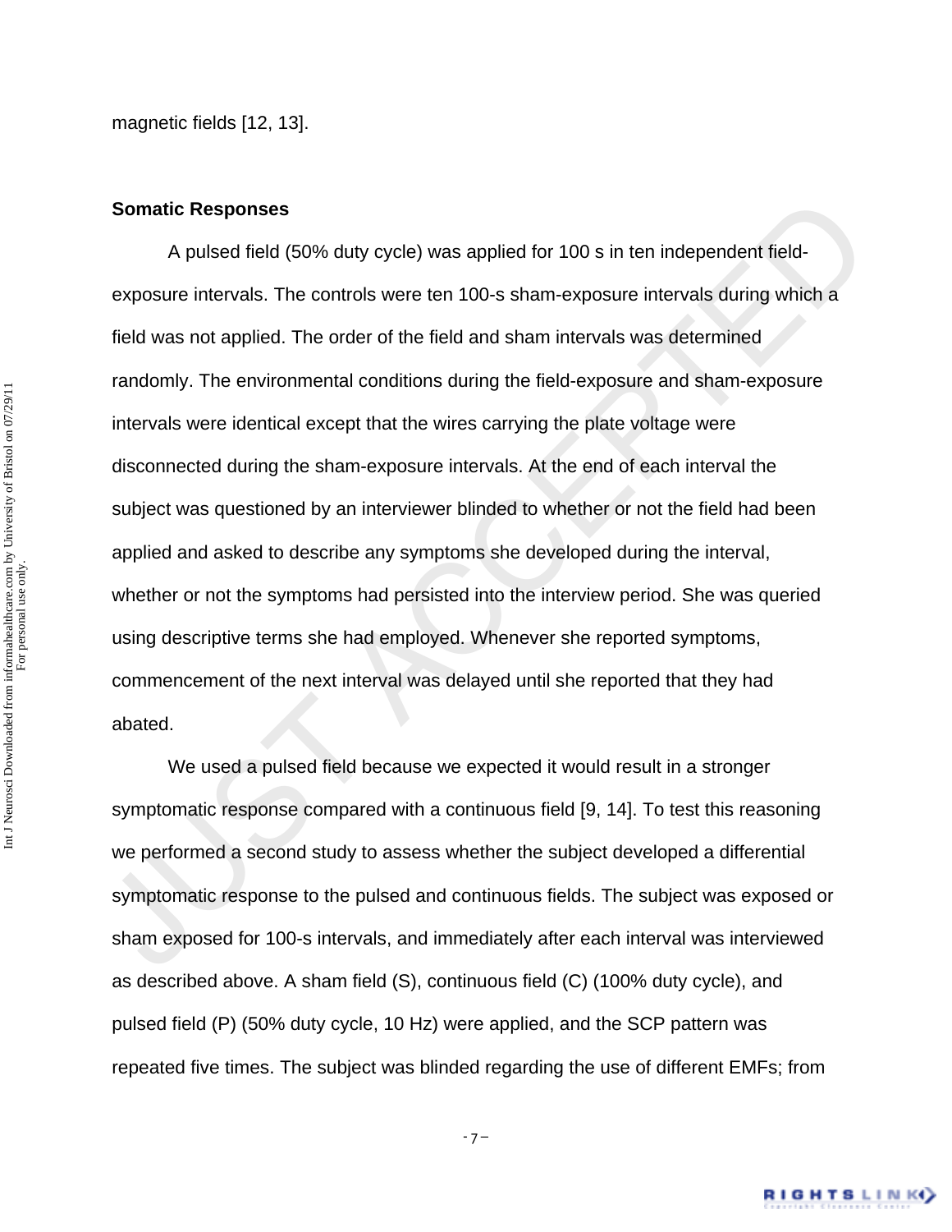magnetic fields [12, 13].

**Somatic Responses**

A pulsed field (50% duty cycle) was applied for 100 s in ten independent field-exposure intervals. The controls were ten 100-s sham-exposure intervals during which a field was not applied. The order of the field and sham intervals was determined randomly. The environmental conditions during the field-exposure and sham-exposure intervals were identical except that the wires carrying the plate voltage were disconnected during the sham-exposure intervals. At the end of each interval the subject was questioned by an interviewer blinded to whether or not the field had been applied and asked to describe any symptoms she developed during the interval, whether or not the symptoms had persisted into the interview period. She was queried using descriptive terms she had employed. Whenever she reported symptoms, commencement of the next interval was delayed until she reported that they had abated.

We used a pulsed field because we expected it would result in a stronger symptomatic response compared with a continuous field [9, 14]. To test this reasoning we performed a second study to assess whether the subject developed a differential symptomatic response to the pulsed and continuous fields. The subject was exposed or sham exposed for 100-s intervals, and immediately after each interval was interviewed as described above. A sham field (S), continuous field (C) (100% duty cycle), and pulsed field (P) (50% duty cycle, 10 Hz) were applied, and the SCP pattern was repeated five times. The subject was blinded regarding the use of different EMFs; from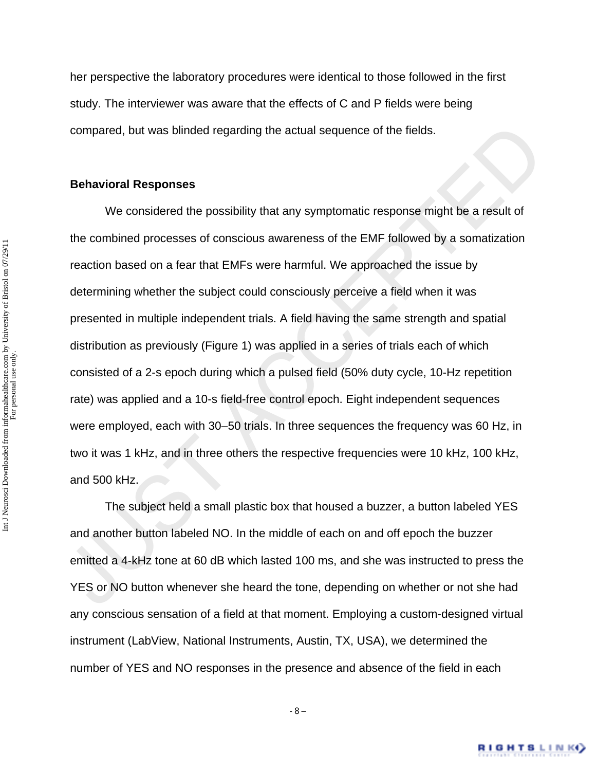her perspective the laboratory procedures were identical to those followed in the first study. The interviewer was aware that the effects of C and P fields were being compared, but was blinded regarding the actual sequence of the fields.

**Behavioral Responses**

We considered the possibility that any symptomatic response might be a result of the combined processes of conscious awareness of the EMF followed by a somatization reaction based on a fear that EMFs were harmful. We approached the issue by determining whether the subject could consciously perceive a field when it was presented in multiple independent trials. A field having the same strength and spatial distribution as previously (Figure 1) was applied in a series of trials each of which consisted of a 2-s epoch during which a pulsed field (50% duty cycle, 10-Hz repetition rate) was applied and a 10-s field-free control epoch. Eight independent sequences were employed, each with 30–50 trials. In three sequences the frequency was 60 Hz, in two it was 1 kHz, and in three others the respective frequencies were 10 kHz, 100 kHz, and 500 kHz.

The subject held a small plastic box that housed a buzzer, a button labeled YES and another button labeled NO. In the middle of each on and off epoch the buzzer emitted a 4-kHz tone at 60 dB which lasted 100 ms, and she was instructed to press the YES or NO button whenever she heard the tone, depending on whether or not she had any conscious sensation of a field at that moment. Employing a custom-designed virtual instrument (LabView, National Instruments, Austin, TX, USA), we determined the number of YES and NO responses in the presence and absence of the field in each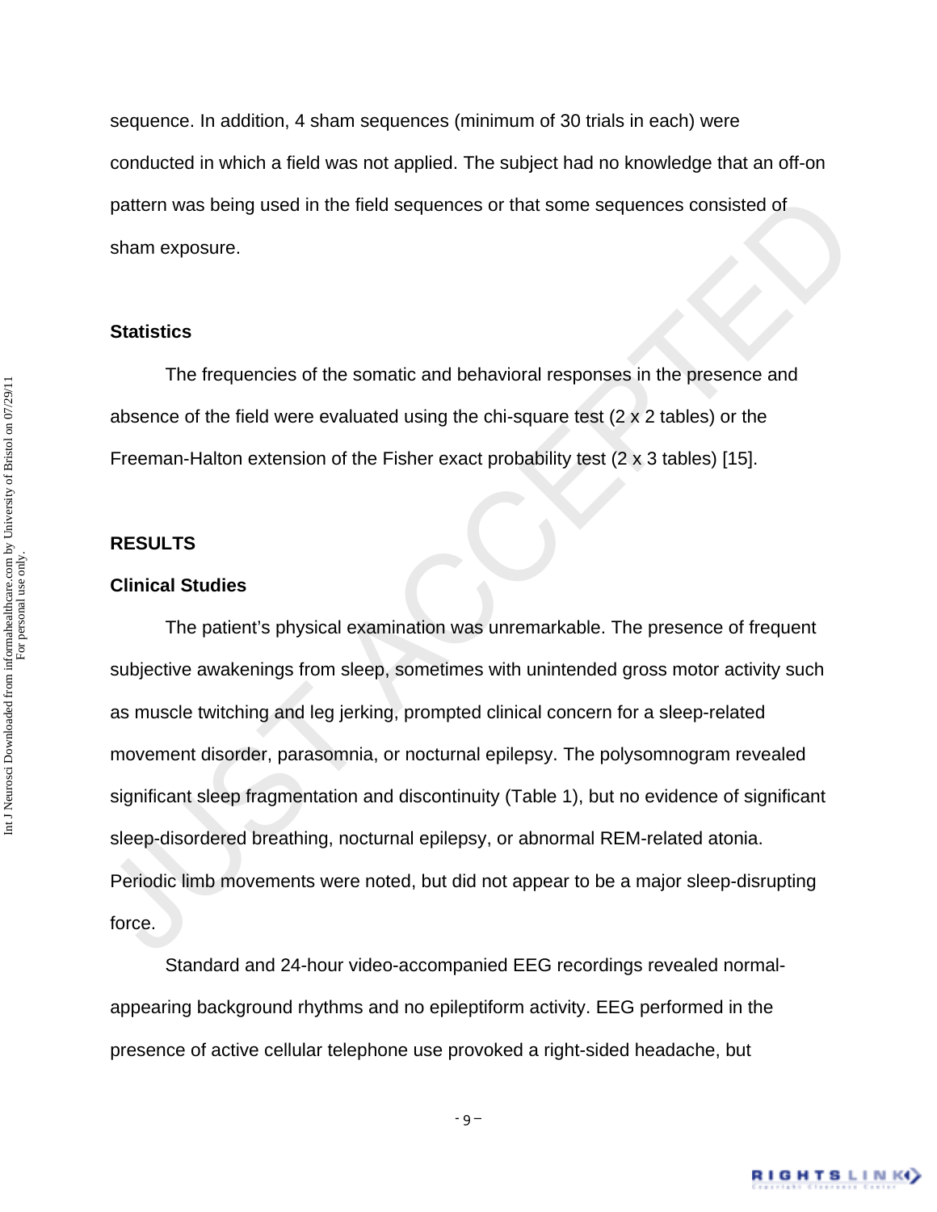sequence. In addition, 4 sham sequences (minimum of 30 trials in each) were conducted in which a field was not applied. The subject had no knowledge that an off-on pattern was being used in the field sequences or that some sequences consisted of sham exposure.

### Statistics

The frequencies of the somatic and behavioral responses in the presence and absence of the field were evaluated using the chi-square test (2 x 2 tables) or the Freeman-Halton extension of the Fisher exact probability test (2 x 3 tables) [15].

## RESULTS

### Clinical Studies

The patient's physical examination was unremarkable. The presence of frequent subjective awakenings from sleep, sometimes with unintended gross motor activity such as muscle twitching and leg jerking, prompted clinical concern for a sleep-related movement disorder, parasomnia, or nocturnal epilepsy. The polysomnogram revealed significant sleep fragmentation and discontinuity (Table 1), but no evidence of significant sleep-disordered breathing, nocturnal epilepsy, or abnormal REM-related atonia. Periodic limb movements were noted, but did not appear to be a major sleep-disrupting force.

Standard and 24-hour video-accompanied EEG recordings revealed normal-appearing background rhythms and no epileptiform activity. EEG performed in the presence of active cellular telephone use provoked a right-sided headache, but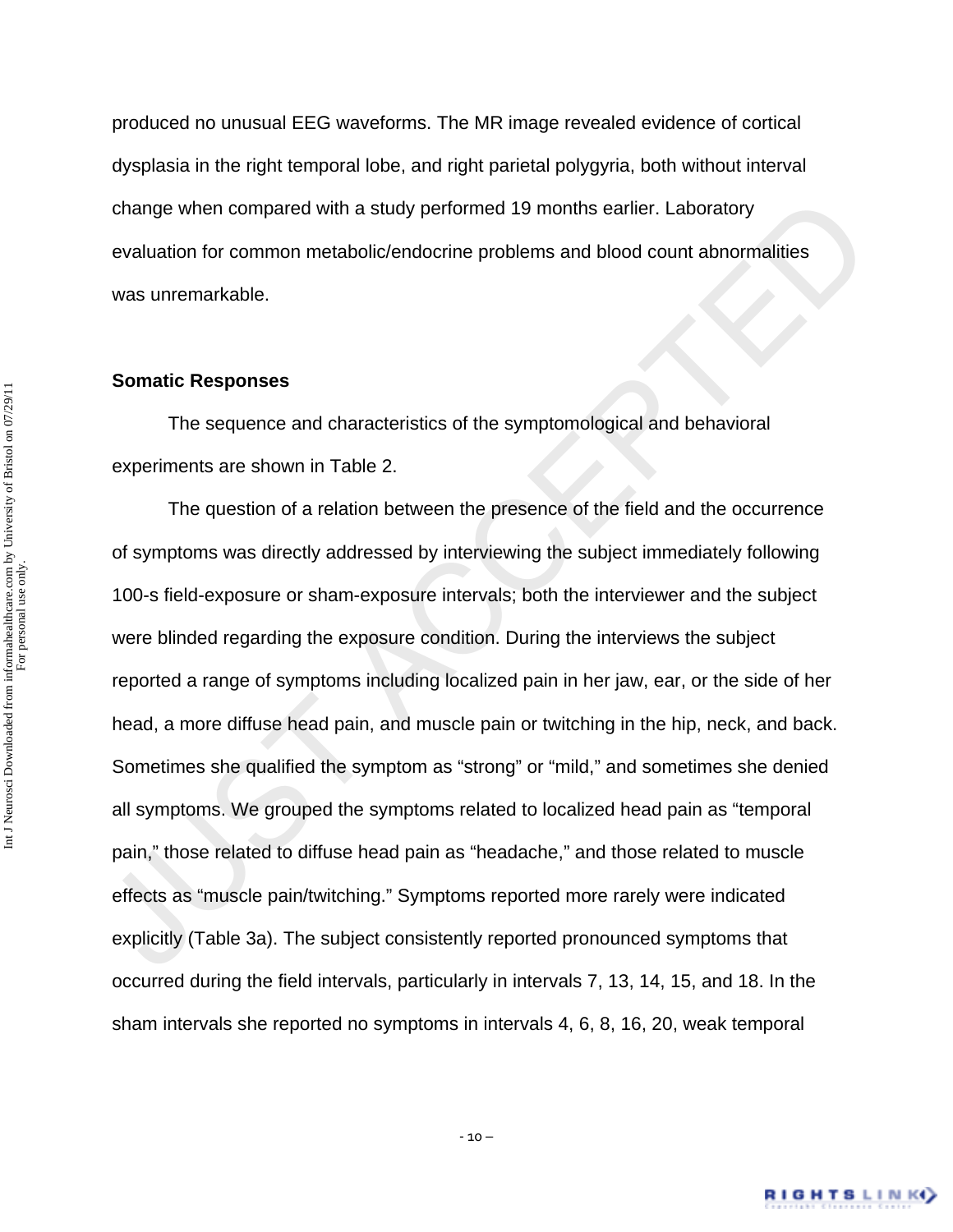produced no unusual EEG waveforms. The MR image revealed evidence of cortical dysplasia in the right temporal lobe, and right parietal polygyria, both without interval change when compared with a study performed 19 months earlier. Laboratory evaluation for common metabolic/endocrine problems and blood count abnormalities was unremarkable.

## Somatic Responses

The sequence and characteristics of the symptomological and behavioral experiments are shown in Table 2.

The question of a relation between the presence of the field and the occurrence of symptoms was directly addressed by interviewing the subject immediately following 100-s field-exposure or sham-exposure intervals; both the interviewer and the subject were blinded regarding the exposure condition. During the interviews the subject reported a range of symptoms including localized pain in her jaw, ear, or the side of her head, a more diffuse head pain, and muscle pain or twitching in the hip, neck, and back. Sometimes she qualified the symptom as "strong" or "mild," and sometimes she denied all symptoms. We grouped the symptoms related to localized head pain as "temporal pain," those related to diffuse head pain as "headache," and those related to muscle effects as "muscle pain/twitching." Symptoms reported more rarely were indicated explicitly (Table 3a). The subject consistently reported pronounced symptoms that occurred during the field intervals, particularly in intervals 7, 13, 14, 15, and 18. In the sham intervals she reported no symptoms in intervals 4, 6, 8, 16, 20, weak temporal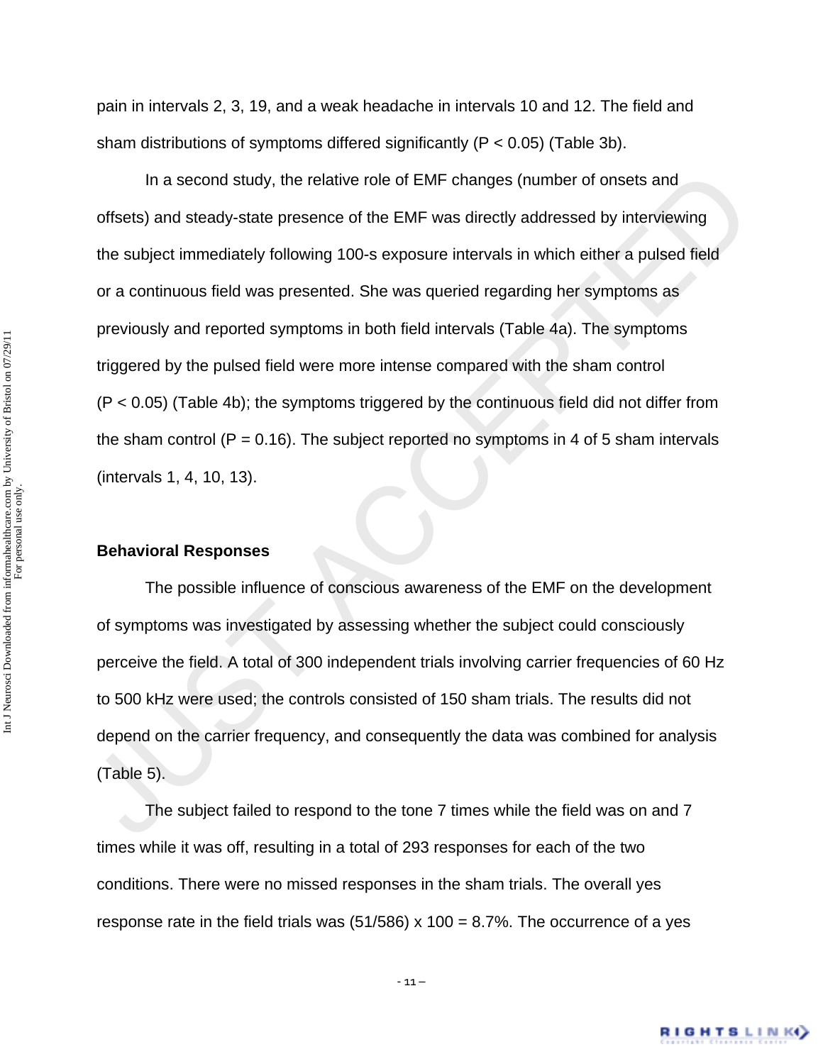pain in intervals 2, 3, 19, and a weak headache in intervals 10 and 12. The field and sham distributions of symptoms differed significantly ($P < 0.05$) (Table 3b).

In a second study, the relative role of EMF changes (number of onsets and offsets) and steady-state presence of the EMF was directly addressed by interviewing the subject immediately following 100-s exposure intervals in which either a pulsed field or a continuous field was presented. She was queried regarding her symptoms as previously and reported symptoms in both field intervals (Table 4a). The symptoms triggered by the pulsed field were more intense compared with the sham control ($P < 0.05$) (Table 4b); the symptoms triggered by the continuous field did not differ from the sham control ($P = 0.16$). The subject reported no symptoms in 4 of 5 sham intervals (intervals 1, 4, 10, 13).

## Behavioral Responses

The possible influence of conscious awareness of the EMF on the development of symptoms was investigated by assessing whether the subject could consciously perceive the field. A total of 300 independent trials involving carrier frequencies of 60 Hz to 500 kHz were used; the controls consisted of 150 sham trials. The results did not depend on the carrier frequency, and consequently the data was combined for analysis (Table 5).

The subject failed to respond to the tone 7 times while the field was on and 7 times while it was off, resulting in a total of 293 responses for each of the two conditions. There were no missed responses in the sham trials. The overall yes response rate in the field trials was $(51/586) \times 100 = 8.7\%$. The occurrence of a yes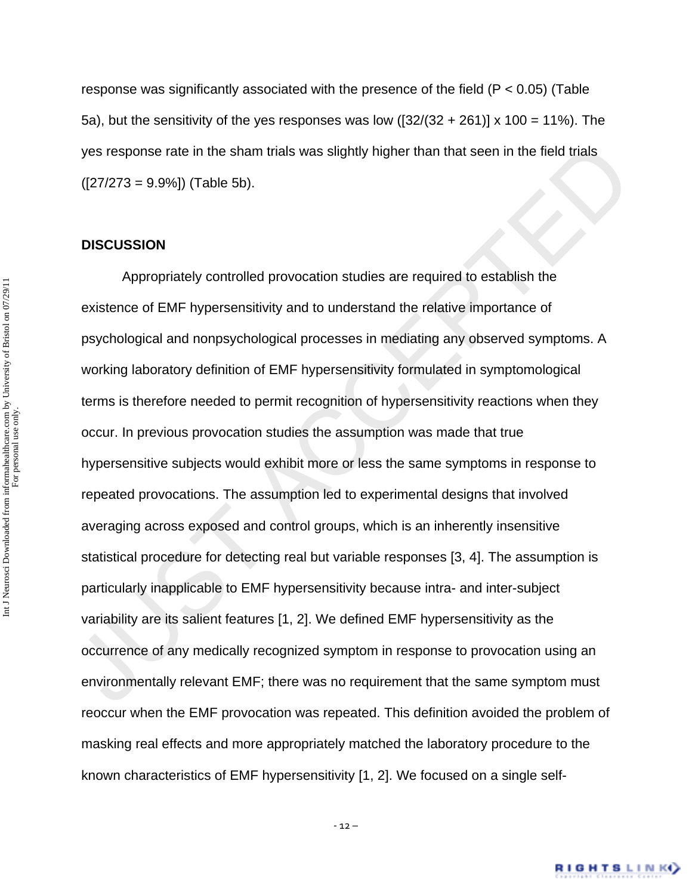response was significantly associated with the presence of the field ($P < 0.05$) (Table 5a), but the sensitivity of the yes responses was low ($[32/(32 + 261)] \times 100 = 11\%$). The yes response rate in the sham trials was slightly higher than that seen in the field trials ($[27/273 = 9.9\%]$) (Table 5b).

## DISCUSSION

Appropriately controlled provocation studies are required to establish the existence of EMF hypersensitivity and to understand the relative importance of psychological and nonpsychological processes in mediating any observed symptoms. A working laboratory definition of EMF hypersensitivity formulated in symptomological terms is therefore needed to permit recognition of hypersensitivity reactions when they occur. In previous provocation studies the assumption was made that true hypersensitive subjects would exhibit more or less the same symptoms in response to repeated provocations. The assumption led to experimental designs that involved averaging across exposed and control groups, which is an inherently insensitive statistical procedure for detecting real but variable responses [3, 4]. The assumption is particularly inapplicable to EMF hypersensitivity because intra- and inter-subject variability are its salient features [1, 2]. We defined EMF hypersensitivity as the occurrence of any medically recognized symptom in response to provocation using an environmentally relevant EMF; there was no requirement that the same symptom must reoccur when the EMF provocation was repeated. This definition avoided the problem of masking real effects and more appropriately matched the laboratory procedure to the known characteristics of EMF hypersensitivity [1, 2]. We focused on a single self-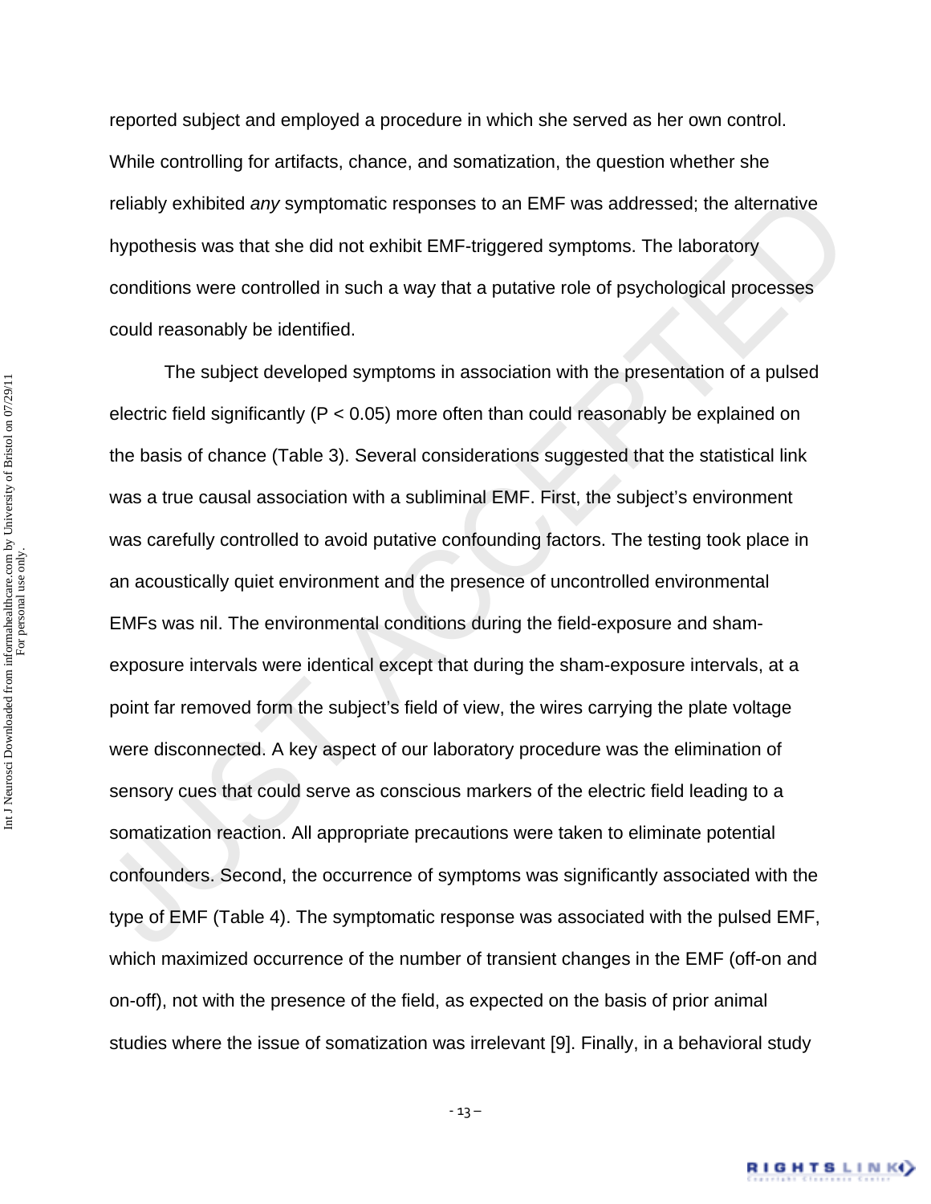reported subject and employed a procedure in which she served as her own control. While controlling for artifacts, chance, and somatization, the question whether she reliably exhibited *any* symptomatic responses to an EMF was addressed; the alternative hypothesis was that she did not exhibit EMF-triggered symptoms. The laboratory conditions were controlled in such a way that a putative role of psychological processes could reasonably be identified.

The subject developed symptoms in association with the presentation of a pulsed electric field significantly ($P < 0.05$) more often than could reasonably be explained on the basis of chance (Table 3). Several considerations suggested that the statistical link was a true causal association with a subliminal EMF. First, the subject's environment was carefully controlled to avoid putative confounding factors. The testing took place in an acoustically quiet environment and the presence of uncontrolled environmental EMFs was nil. The environmental conditions during the field-exposure and sham-exposure intervals were identical except that during the sham-exposure intervals, at a point far removed form the subject's field of view, the wires carrying the plate voltage were disconnected. A key aspect of our laboratory procedure was the elimination of sensory cues that could serve as conscious markers of the electric field leading to a somatization reaction. All appropriate precautions were taken to eliminate potential confounders. Second, the occurrence of symptoms was significantly associated with the type of EMF (Table 4). The symptomatic response was associated with the pulsed EMF, which maximized occurrence of the number of transient changes in the EMF (off-on and on-off), not with the presence of the field, as expected on the basis of prior animal studies where the issue of somatization was irrelevant [9]. Finally, in a behavioral study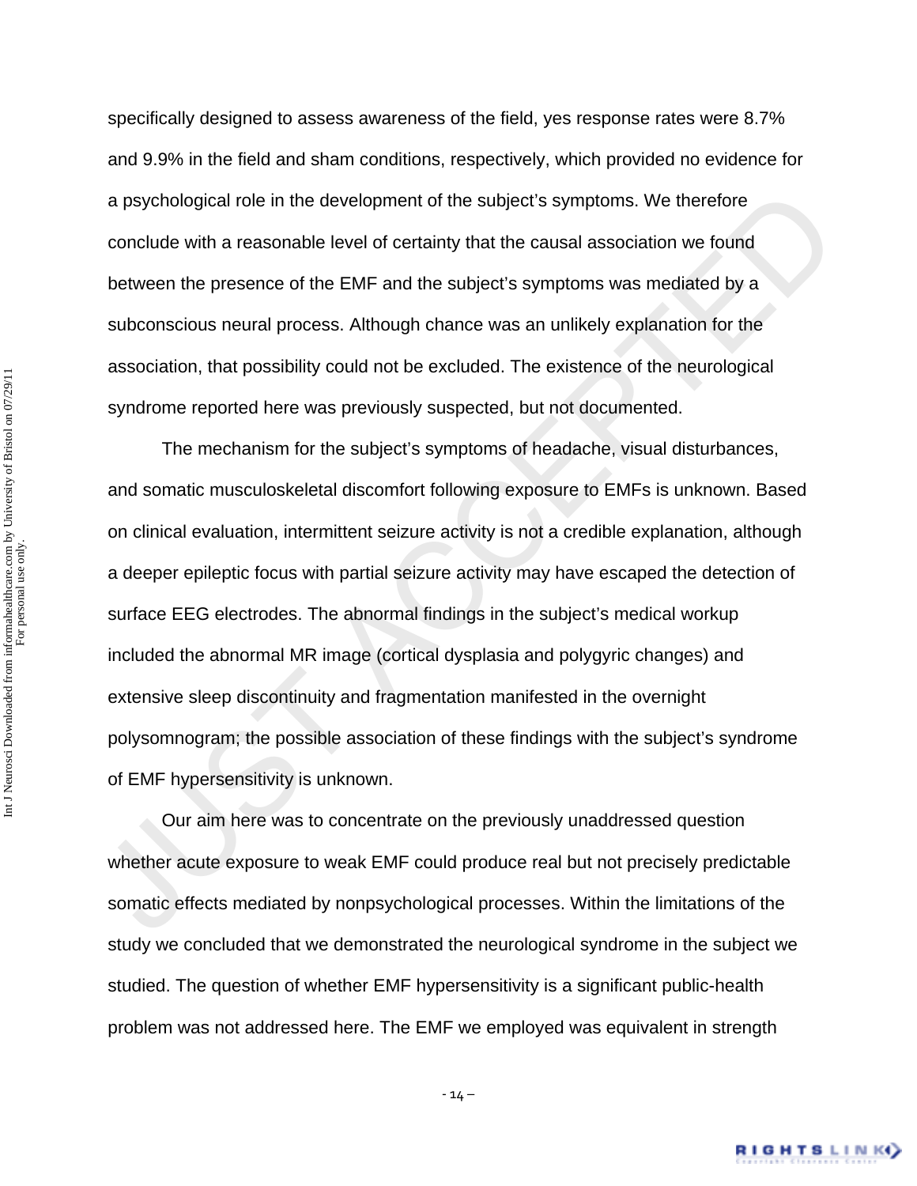specifically designed to assess awareness of the field, yes response rates were 8.7% and 9.9% in the field and sham conditions, respectively, which provided no evidence for a psychological role in the development of the subject's symptoms. We therefore conclude with a reasonable level of certainty that the causal association we found between the presence of the EMF and the subject's symptoms was mediated by a subconscious neural process. Although chance was an unlikely explanation for the association, that possibility could not be excluded. The existence of the neurological syndrome reported here was previously suspected, but not documented.

The mechanism for the subject's symptoms of headache, visual disturbances, and somatic musculoskeletal discomfort following exposure to EMFs is unknown. Based on clinical evaluation, intermittent seizure activity is not a credible explanation, although a deeper epileptic focus with partial seizure activity may have escaped the detection of surface EEG electrodes. The abnormal findings in the subject's medical workup included the abnormal MR image (cortical dysplasia and polygyric changes) and extensive sleep discontinuity and fragmentation manifested in the overnight polysomnogram; the possible association of these findings with the subject's syndrome of EMF hypersensitivity is unknown.

Our aim here was to concentrate on the previously unaddressed question whether acute exposure to weak EMF could produce real but not precisely predictable somatic effects mediated by nonpsychological processes. Within the limitations of the study we concluded that we demonstrated the neurological syndrome in the subject we studied. The question of whether EMF hypersensitivity is a significant public-health problem was not addressed here. The EMF we employed was equivalent in strength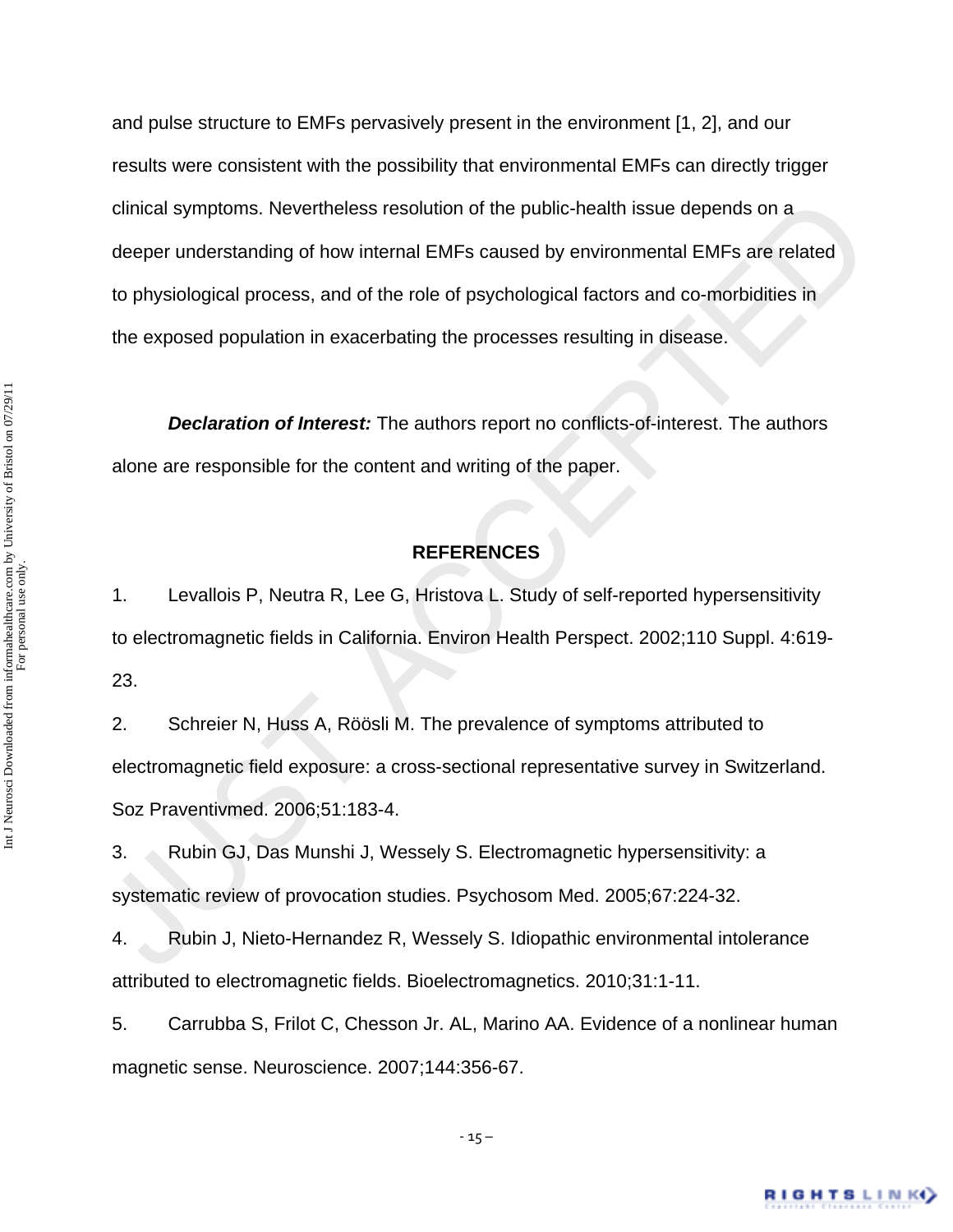and pulse structure to EMFs pervasively present in the environment [1, 2], and our results were consistent with the possibility that environmental EMFs can directly trigger clinical symptoms. Nevertheless resolution of the public-health issue depends on a deeper understanding of how internal EMFs caused by environmental EMFs are related to physiological process, and of the role of psychological factors and co-morbidities in the exposed population in exacerbating the processes resulting in disease.

***Declaration of Interest:*** The authors report no conflicts-of-interest. The authors alone are responsible for the content and writing of the paper.

## REFERENCES

1. Levallois P, Neutra R, Lee G, Hristova L. Study of self-reported hypersensitivity to electromagnetic fields in California. Environ Health Perspect. 2002;110 Suppl. 4:619-23.
2. Schreier N, Huss A, Röösli M. The prevalence of symptoms attributed to electromagnetic field exposure: a cross-sectional representative survey in Switzerland. Soz Praventivmed. 2006;51:183-4.
3. Rubin GJ, Das Munshi J, Wessely S. Electromagnetic hypersensitivity: a systematic review of provocation studies. Psychosom Med. 2005;67:224-32.
4. Rubin J, Nieto-Hernandez R, Wessely S. Idiopathic environmental intolerance attributed to electromagnetic fields. Bioelectromagnetics. 2010;31:1-11.
5. Carrubba S, Frilot C, Chesson Jr. AL, Marino AA. Evidence of a nonlinear human magnetic sense. Neuroscience. 2007;144:356-67.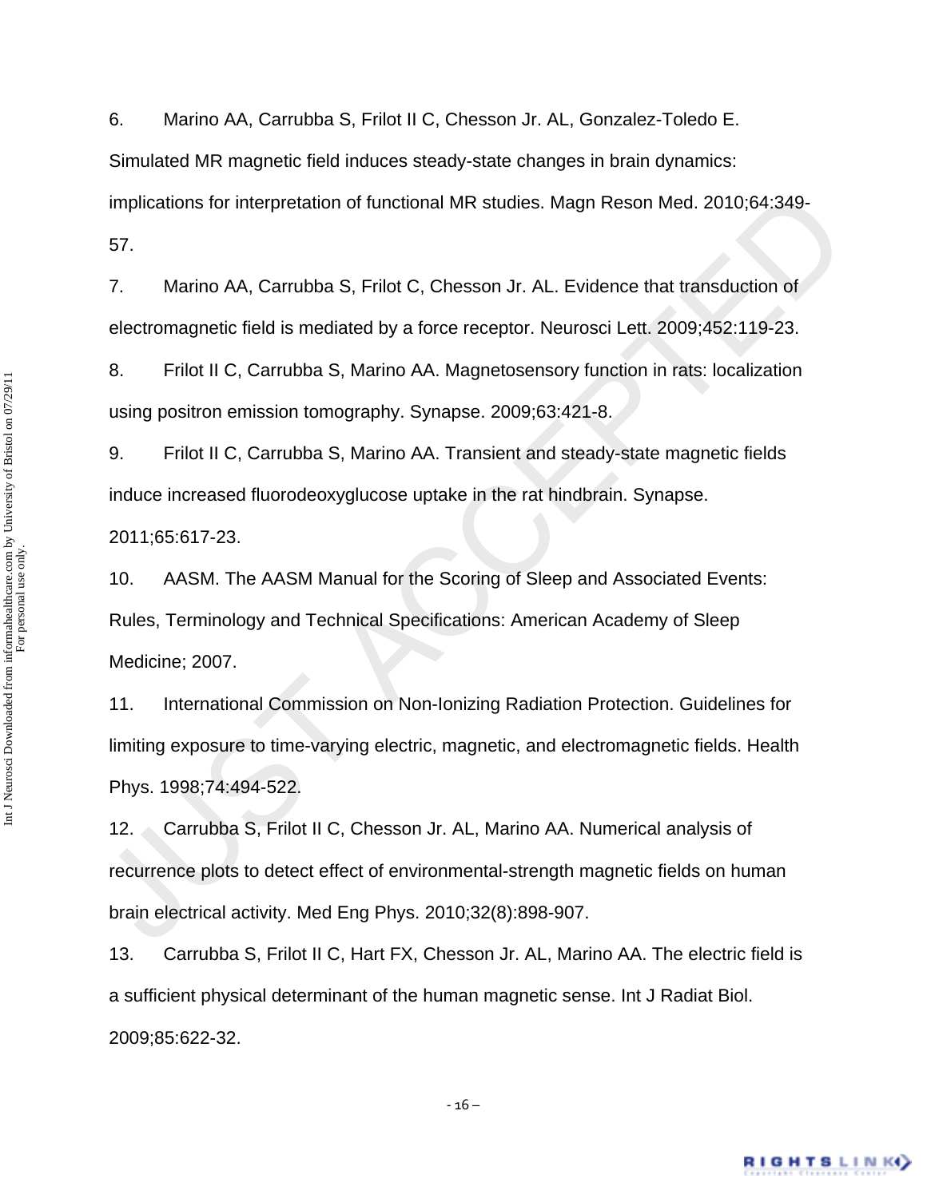6. Marino AA, Carrubba S, Frilot II C, Chesson Jr. AL, Gonzalez-Toledo E. Simulated MR magnetic field induces steady-state changes in brain dynamics: implications for interpretation of functional MR studies. Magn Reson Med. 2010;64:349-57.

7. Marino AA, Carrubba S, Frilot C, Chesson Jr. AL. Evidence that transduction of electromagnetic field is mediated by a force receptor. Neurosci Lett. 2009;452:119-23.

8. Frilot II C, Carrubba S, Marino AA. Magnetosensory function in rats: localization using positron emission tomography. Synapse. 2009;63:421-8.

9. Frilot II C, Carrubba S, Marino AA. Transient and steady-state magnetic fields induce increased fluorodeoxyglucose uptake in the rat hindbrain. Synapse. 2011;65:617-23.

10. AASM. The AASM Manual for the Scoring of Sleep and Associated Events: Rules, Terminology and Technical Specifications: American Academy of Sleep Medicine; 2007.

11. International Commission on Non-Ionizing Radiation Protection. Guidelines for limiting exposure to time-varying electric, magnetic, and electromagnetic fields. Health Phys. 1998;74:494-522.

12. Carrubba S, Frilot II C, Chesson Jr. AL, Marino AA. Numerical analysis of recurrence plots to detect effect of environmental-strength magnetic fields on human brain electrical activity. Med Eng Phys. 2010;32(8):898-907.

13. Carrubba S, Frilot II C, Hart FX, Chesson Jr. AL, Marino AA. The electric field is a sufficient physical determinant of the human magnetic sense. Int J Radiat Biol. 2009;85:622-32.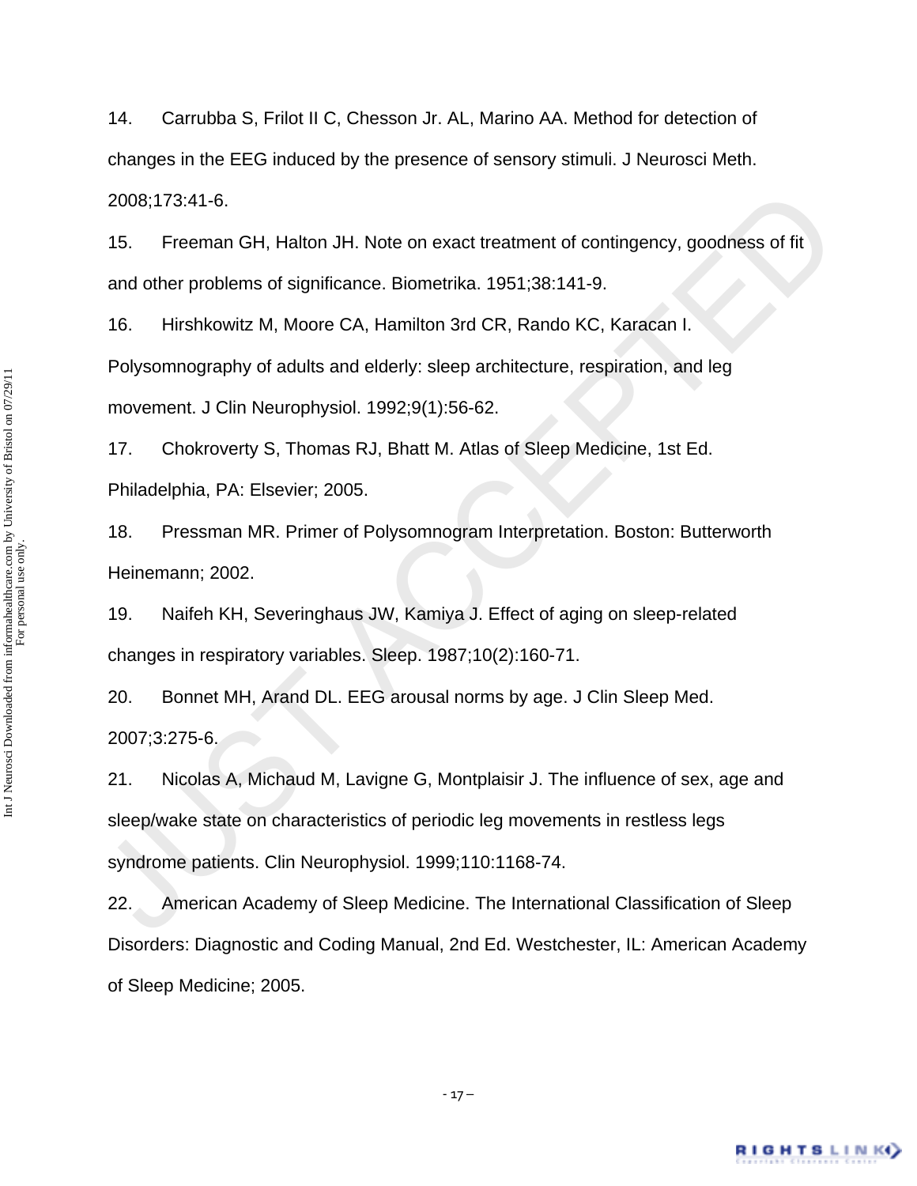14. Carrubba S, Frilot II C, Chesson Jr. AL, Marino AA. Method for detection of changes in the EEG induced by the presence of sensory stimuli. J Neurosci Meth. 2008;173:41-6.

15. Freeman GH, Halton JH. Note on exact treatment of contingency, goodness of fit and other problems of significance. Biometrika. 1951;38:141-9.

16. Hirshkowitz M, Moore CA, Hamilton 3rd CR, Rando KC, Karacan I. Polysomnography of adults and elderly: sleep architecture, respiration, and leg movement. J Clin Neurophysiol. 1992;9(1):56-62.

17. Chokroverty S, Thomas RJ, Bhatt M. Atlas of Sleep Medicine, 1st Ed. Philadelphia, PA: Elsevier; 2005.

18. Pressman MR. Primer of Polysomnogram Interpretation. Boston: Butterworth Heinemann; 2002.

19. Naifeh KH, Severinghaus JW, Kamiya J. Effect of aging on sleep-related changes in respiratory variables. Sleep. 1987;10(2):160-71.

20. Bonnet MH, Arand DL. EEG arousal norms by age. J Clin Sleep Med. 2007;3:275-6.

21. Nicolas A, Michaud M, Lavigne G, Montplaisir J. The influence of sex, age and sleep/wake state on characteristics of periodic leg movements in restless legs syndrome patients. Clin Neurophysiol. 1999;110:1168-74.

22. American Academy of Sleep Medicine. The International Classification of Sleep Disorders: Diagnostic and Coding Manual, 2nd Ed. Westchester, IL: American Academy of Sleep Medicine; 2005.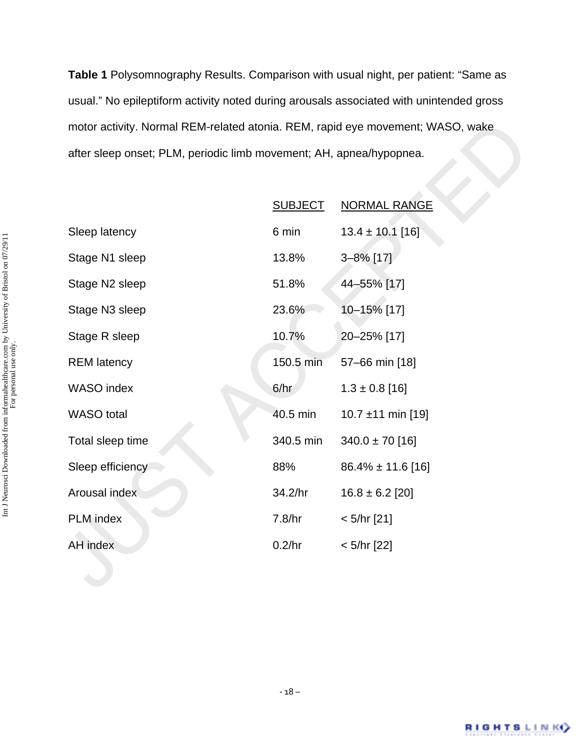**Table 1** Polysomnography Results. Comparison with usual night, per patient: "Same as usual." No epileptiform activity noted during arousals associated with unintended gross motor activity. Normal REM-related atonia. REM, rapid eye movement; WASO, wake after sleep onset; PLM, periodic limb movement; AH, apnea/hypopnea.

| | SUBJECT | NORMAL RANGE |
|---|---|---|
| Sleep latency | 6 min | 13.4 ± 10.1 [16] |
| Stage N1 sleep | 13.8% | 3–8% [17] |
| Stage N2 sleep | 51.8% | 44–55% [17] |
| Stage N3 sleep | 23.6% | 10–15% [17] |
| Stage R sleep | 10.7% | 20–25% [17] |
| REM latency | 150.5 min | 57–66 min [18] |
| WASO index | 6/hr | 1.3 ± 0.8 [16] |
| WASO total | 40.5 min | 10.7 ±11 min [19] |
| Total sleep time | 340.5 min | 340.0 ± 70 [16] |
| Sleep efficiency | 88% | 86.4% ± 11.6 [16] |
| Arousal index | 34.2/hr | 16.8 ± 6.2 [20] |
| PLM index | 7.8/hr | < 5/hr [21] |
| AH index | 0.2/hr | < 5/hr [22] |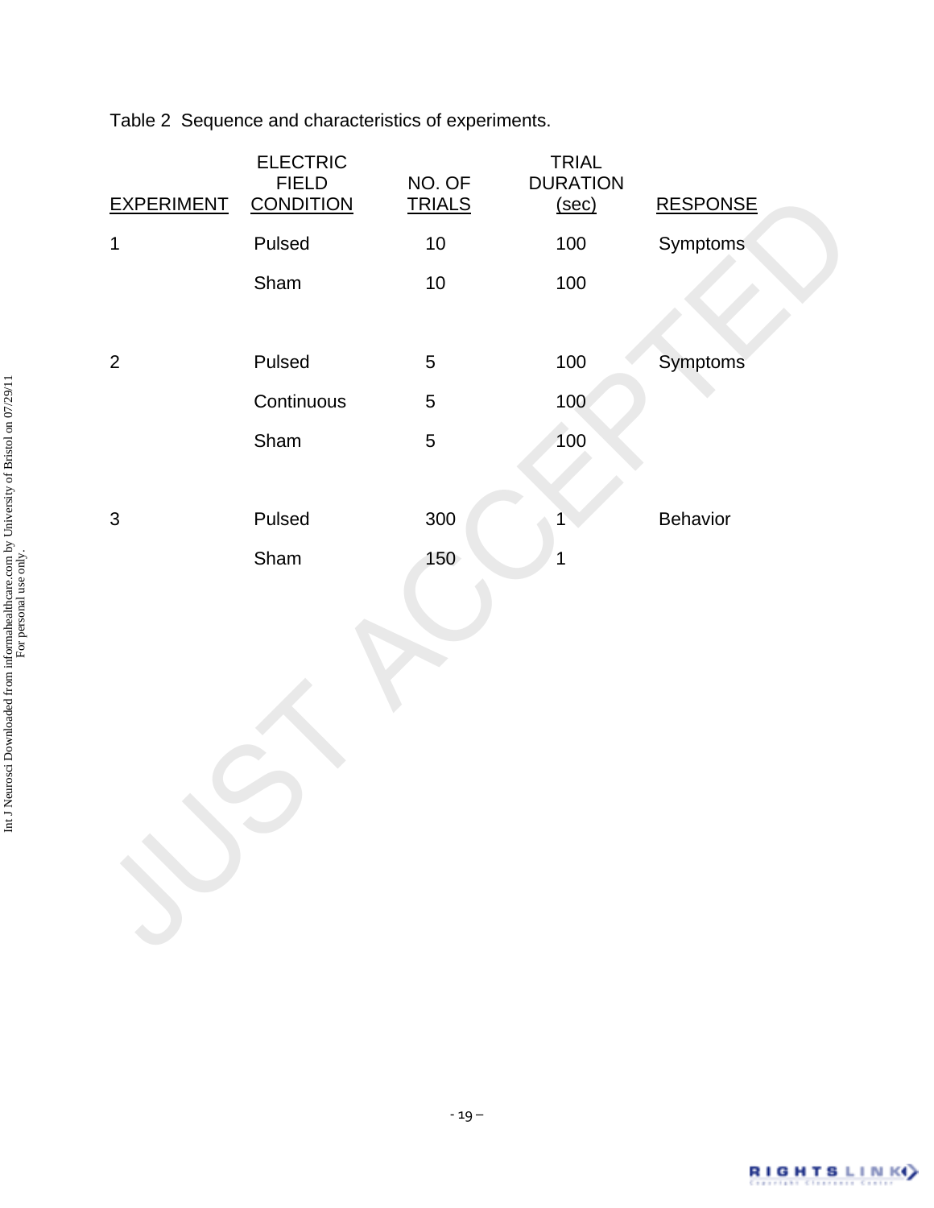Table 2 Sequence and characteristics of experiments.

| EXPERIMENT | ELECTRIC FIELD CONDITION | NO. OF TRIALS | TRIAL DURATION (sec) | RESPONSE |
|---|---|---|---|---|
| 1 | Pulsed | 10 | 100 | Symptoms |
| | Sham | 10 | 100 | |
| 2 | Pulsed | 5 | 100 | Symptoms |
| | Continuous | 5 | 100 | |
| | Sham | 5 | 100 | |
| 3 | Pulsed | 300 | 1 | Behavior |
| | Sham | 150 | 1 | |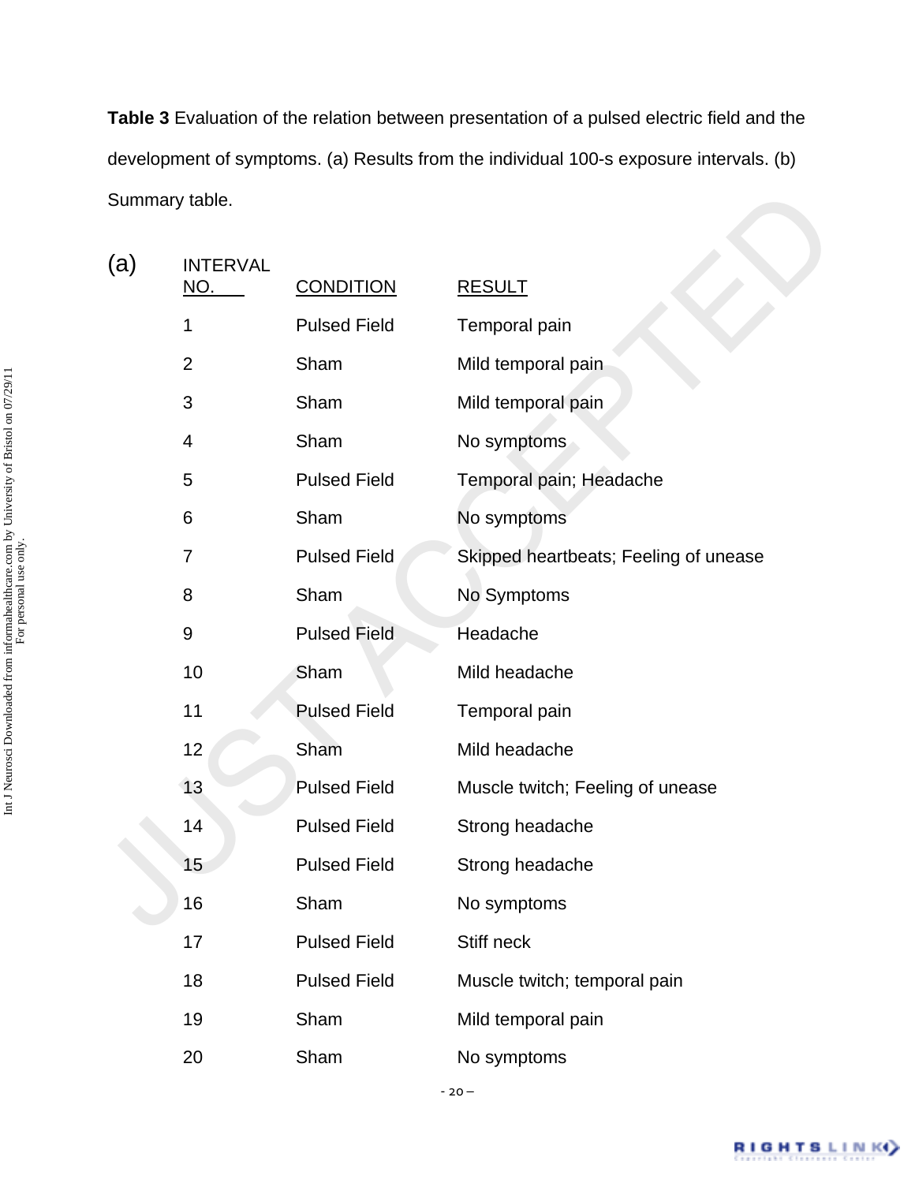**Table 3** Evaluation of the relation between presentation of a pulsed electric field and the development of symptoms. (a) Results from the individual 100-s exposure intervals. (b) Summary table.

(a)

| INTERVAL NO. | CONDITION | RESULT |
|---|---|---|
| 1 | Pulsed Field | Temporal pain |
| 2 | Sham | Mild temporal pain |
| 3 | Sham | Mild temporal pain |
| 4 | Sham | No symptoms |
| 5 | Pulsed Field | Temporal pain; Headache |
| 6 | Sham | No symptoms |
| 7 | Pulsed Field | Skipped heartbeats; Feeling of unease |
| 8 | Sham | No Symptoms |
| 9 | Pulsed Field | Headache |
| 10 | Sham | Mild headache |
| 11 | Pulsed Field | Temporal pain |
| 12 | Sham | Mild headache |
| 13 | Pulsed Field | Muscle twitch; Feeling of unease |
| 14 | Pulsed Field | Strong headache |
| 15 | Pulsed Field | Strong headache |
| 16 | Sham | No symptoms |
| 17 | Pulsed Field | Stiff neck |
| 18 | Pulsed Field | Muscle twitch; temporal pain |
| 19 | Sham | Mild temporal pain |
| 20 | Sham | No symptoms |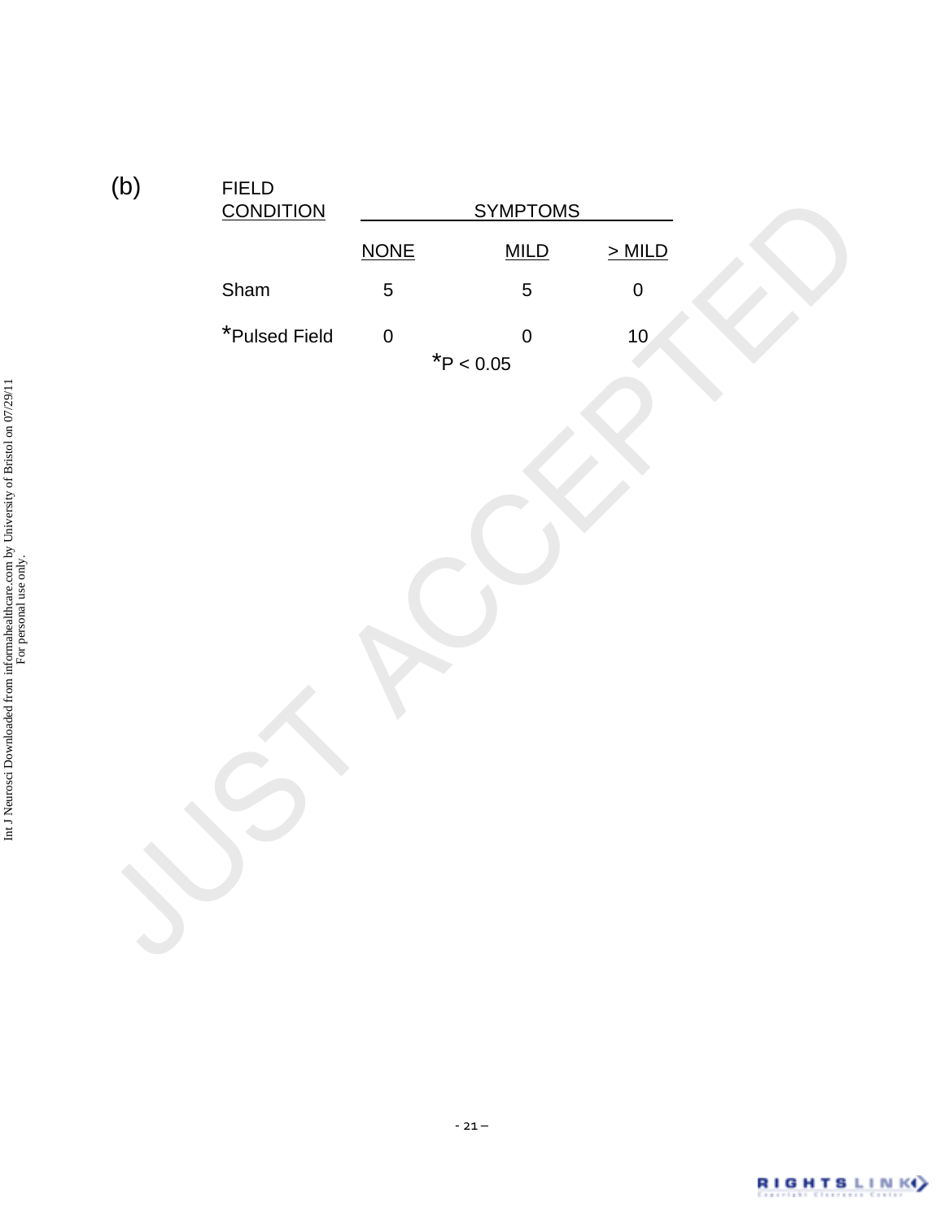(b)

| FIELD CONDITION | SYMPTOMS | | |
|---|---|---|---|
| | NONE | MILD | > MILD |
| Sham | 5 | 5 | 0 |
| *Pulsed Field | 0 | 0 | 10 |

*$P < 0.05$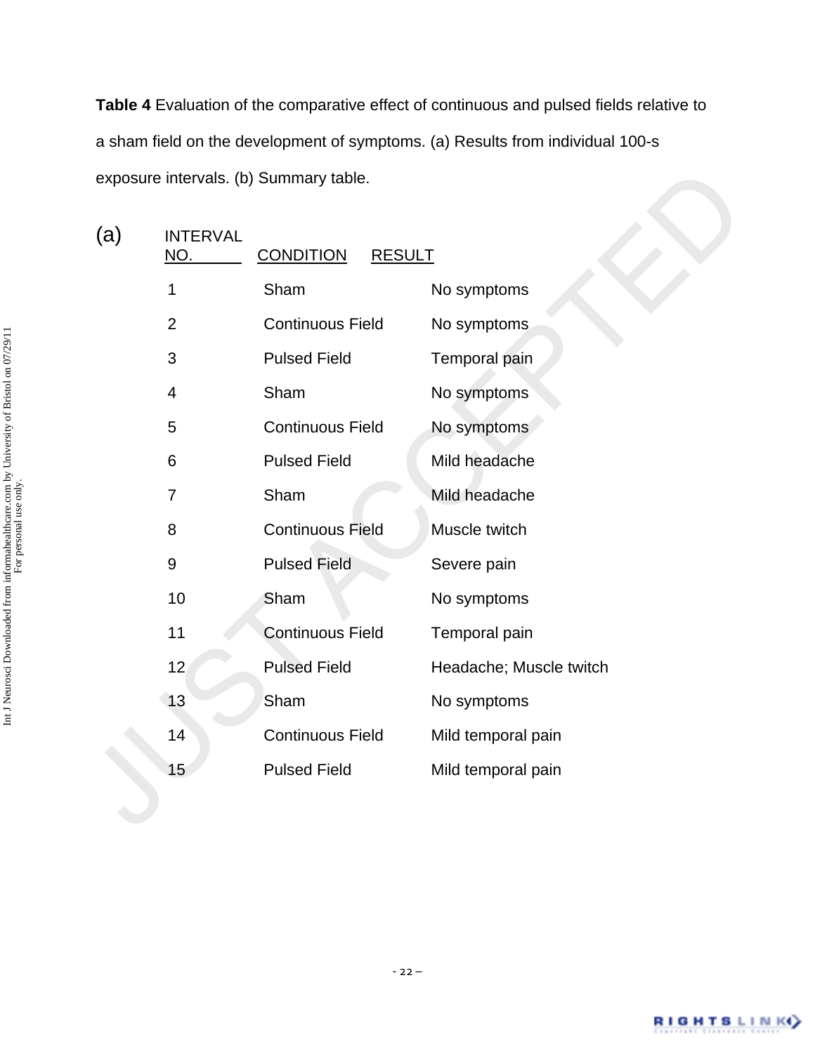**Table 4** Evaluation of the comparative effect of continuous and pulsed fields relative to a sham field on the development of symptoms. (a) Results from individual 100-s exposure intervals. (b) Summary table.

(a)

| INTERVAL NO. | CONDITION | RESULT |
|---|---|---|
| 1 | Sham | No symptoms |
| 2 | Continuous Field | No symptoms |
| 3 | Pulsed Field | Temporal pain |
| 4 | Sham | No symptoms |
| 5 | Continuous Field | No symptoms |
| 6 | Pulsed Field | Mild headache |
| 7 | Sham | Mild headache |
| 8 | Continuous Field | Muscle twitch |
| 9 | Pulsed Field | Severe pain |
| 10 | Sham | No symptoms |
| 11 | Continuous Field | Temporal pain |
| 12 | Pulsed Field | Headache; Muscle twitch |
| 13 | Sham | No symptoms |
| 14 | Continuous Field | Mild temporal pain |
| 15 | Pulsed Field | Mild temporal pain |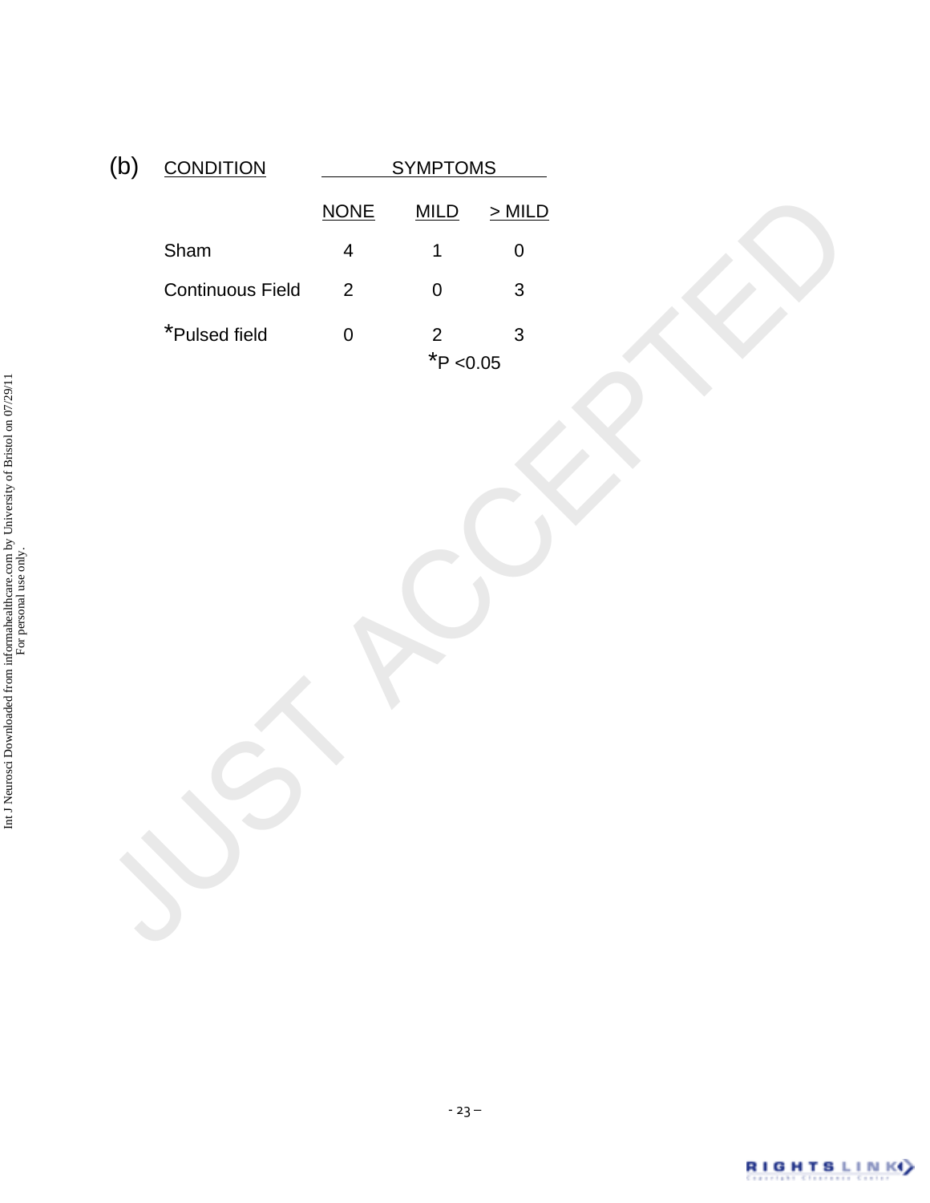(b)

| CONDITION | SYMPTOMS | | |
|---|---|---|---|
| | NONE | MILD | > MILD |
| Sham | 4 | 1 | 0 |
| Continuous Field | 2 | 0 | 3 |
| *Pulsed field | 0 | 2 | 3 |

*P <0.05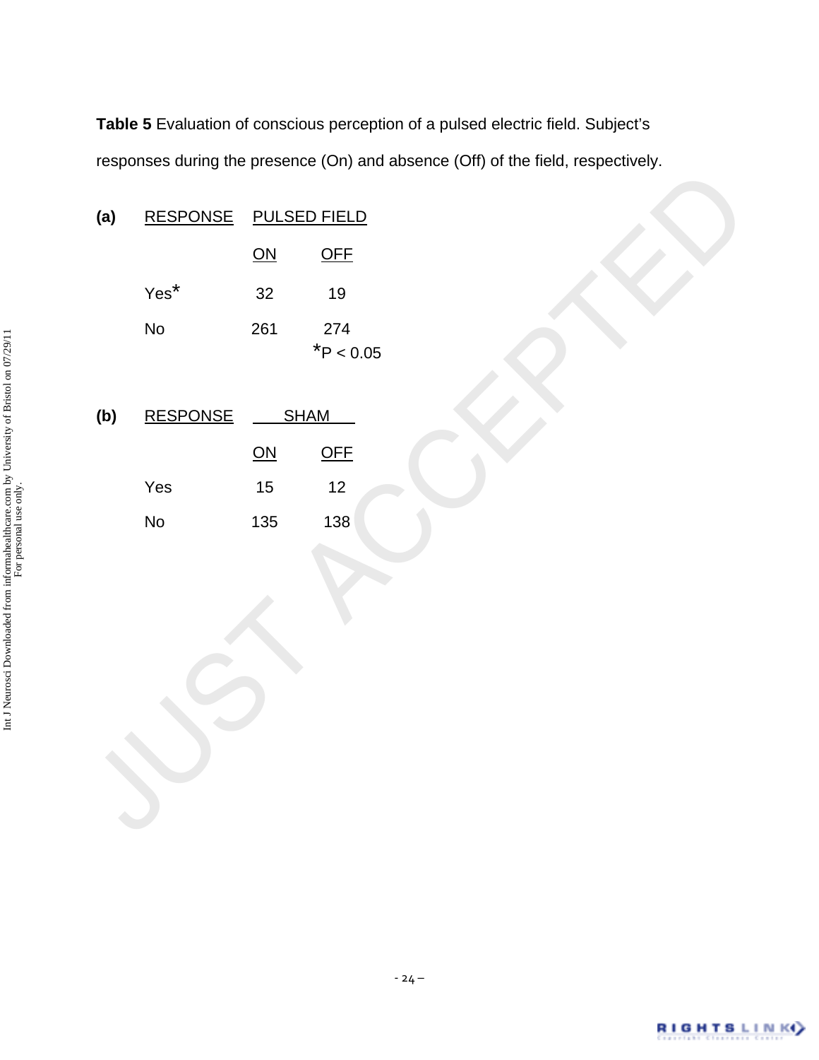**Table 5** Evaluation of conscious perception of a pulsed electric field. Subject's responses during the presence (On) and absence (Off) of the field, respectively.

**(a)**

| RESPONSE | PULSED FIELD | |
|---|---|---|
| | ON | OFF |
| Yes* | 32 | 19 |
| No | 261 | 274 |

*$P < 0.05$

**(b)**

| RESPONSE | SHAM | |
|---|---|---|
| | ON | OFF |
| Yes | 15 | 12 |
| No | 135 | 138 |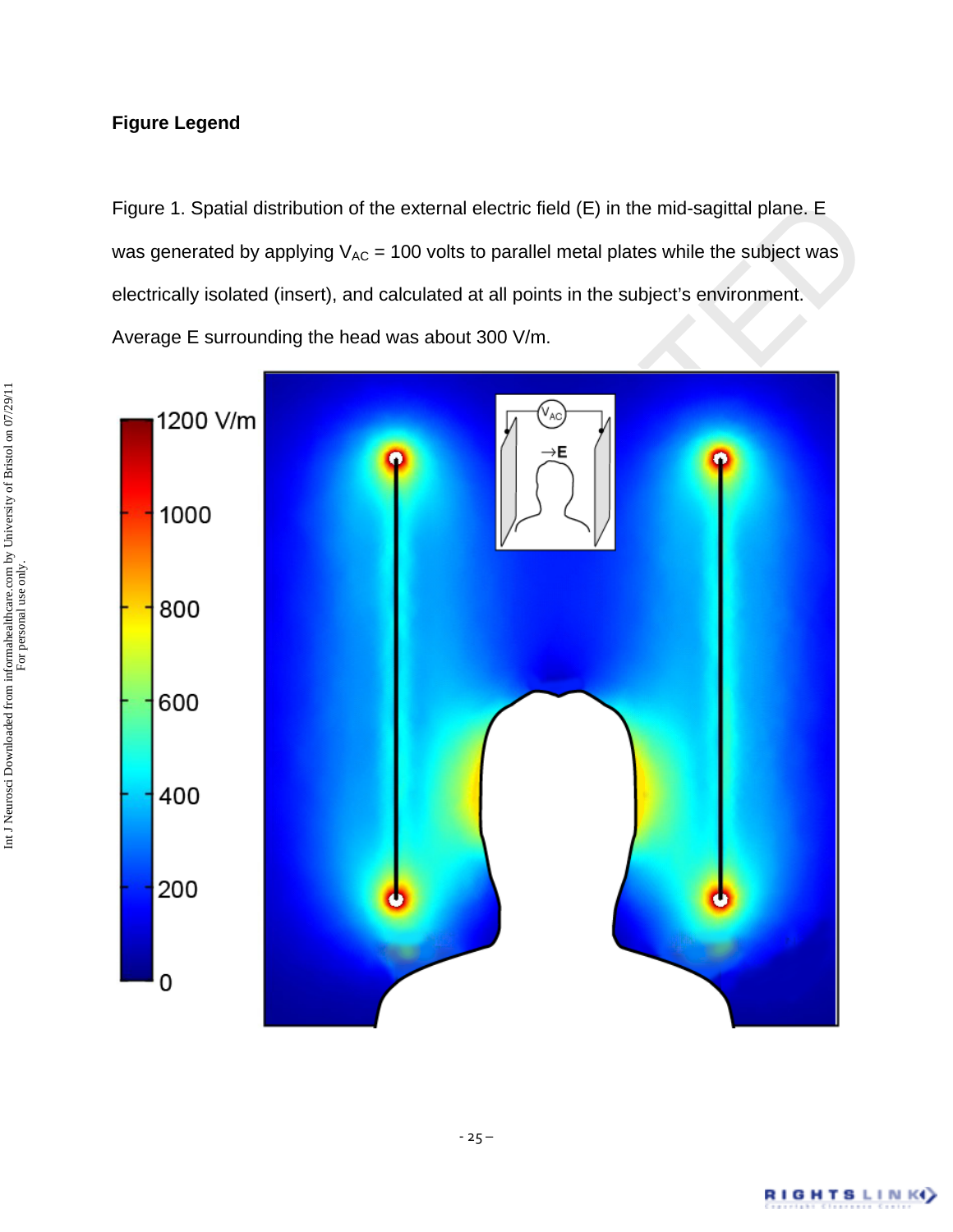**Figure Legend**

Figure 1. Spatial distribution of the external electric field (E) in the mid-sagittal plane. E was generated by applying $V_{AC}$ = 100 volts to parallel metal plates while the subject was electrically isolated (insert), and calculated at all points in the subject's environment. Average E surrounding the head was about 300 V/m.

1200 V/m
1000
800
600
400
200
0

$V_{AC}$
→E